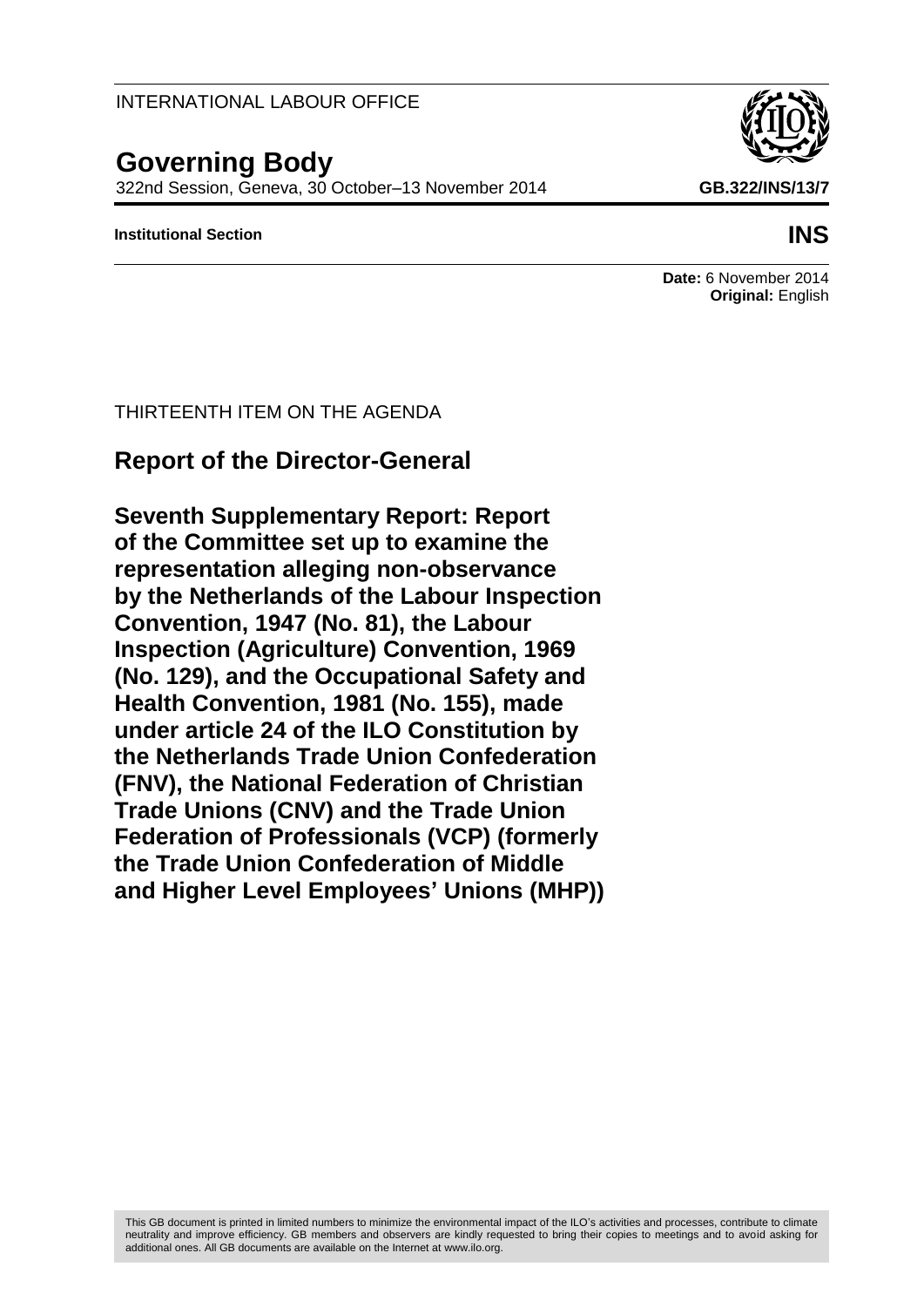INTERNATIONAL LABOUR OFFICE

# Governing Body

322nd Session, Geneva, 30 October–13 November 2014

**GB.322/INS/13/7**

**Institutional Section**

**INS**

**Date:** 6 November 2014
**Original:** English

THIRTEENTH ITEM ON THE AGENDA

## Report of the Director-General

## Seventh Supplementary Report: Report of the Committee set up to examine the representation alleging non-observance by the Netherlands of the Labour Inspection Convention, 1947 (No. 81), the Labour Inspection (Agriculture) Convention, 1969 (No. 129), and the Occupational Safety and Health Convention, 1981 (No. 155), made under article 24 of the ILO Constitution by the Netherlands Trade Union Confederation (FNV), the National Federation of Christian Trade Unions (CNV) and the Trade Union Federation of Professionals (VCP) (formerly the Trade Union Confederation of Middle and Higher Level Employees' Unions (MHP))

This GB document is printed in limited numbers to minimize the environmental impact of the ILO's activities and processes, contribute to climate neutrality and improve efficiency. GB members and observers are kindly requested to bring their copies to meetings and to avoid asking for additional ones. All GB documents are available on the Internet at www.ilo.org.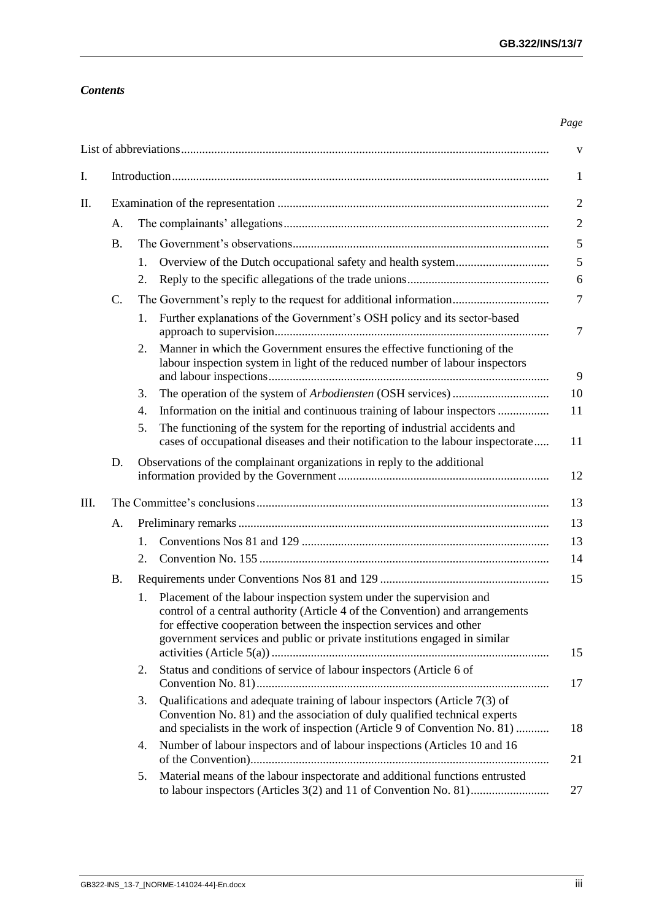## *Contents*

| | | | | *Page* |
|---|---|---|---|---|
| List of abbreviations | | | | v |
| I. | Introduction | | | 1 |
| II. | Examination of the representation | | | 2 |
| | A. | The complainants' allegations | | 2 |
| | B. | The Government's observations | | 5 |
| | | 1. | Overview of the Dutch occupational safety and health system | 5 |
| | | 2. | Reply to the specific allegations of the trade unions | 6 |
| | C. | The Government's reply to the request for additional information | | 7 |
| | | 1. | Further explanations of the Government's OSH policy and its sector-based approach to supervision | 7 |
| | | 2. | Manner in which the Government ensures the effective functioning of the labour inspection system in light of the reduced number of labour inspectors and labour inspections | 9 |
| | | 3. | The operation of the system of *Arbodiensten* (OSH services) | 10 |
| | | 4. | Information on the initial and continuous training of labour inspectors | 11 |
| | | 5. | The functioning of the system for the reporting of industrial accidents and cases of occupational diseases and their notification to the labour inspectorate | 11 |
| | D. | Observations of the complainant organizations in reply to the additional information provided by the Government | | 12 |
| III. | The Committee's conclusions | | | 13 |
| | A. | Preliminary remarks | | 13 |
| | | 1. | Conventions Nos 81 and 129 | 13 |
| | | 2. | Convention No. 155 | 14 |
| | B. | Requirements under Conventions Nos 81 and 129 | | 15 |
| | | 1. | Placement of the labour inspection system under the supervision and control of a central authority (Article 4 of the Convention) and arrangements for effective cooperation between the inspection services and other government services and public or private institutions engaged in similar activities (Article 5(a)) | 15 |
| | | 2. | Status and conditions of service of labour inspectors (Article 6 of Convention No. 81) | 17 |
| | | 3. | Qualifications and adequate training of labour inspectors (Article 7(3) of Convention No. 81) and the association of duly qualified technical experts and specialists in the work of inspection (Article 9 of Convention No. 81) | 18 |
| | | 4. | Number of labour inspectors and of labour inspections (Articles 10 and 16 of the Convention) | 21 |
| | | 5. | Material means of the labour inspectorate and additional functions entrusted to labour inspectors (Articles 3(2) and 11 of Convention No. 81) | 27 |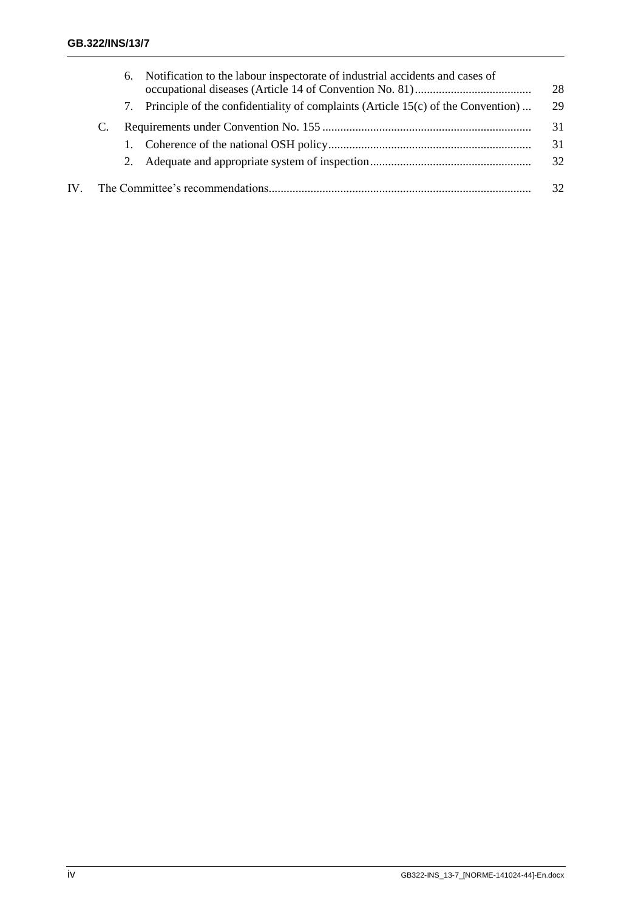|  |  |  |  |
|---|---|---|---|
|  | 6. | Notification to the labour inspectorate of industrial accidents and cases of occupational diseases (Article 14 of Convention No. 81) | 28 |
|  | 7. | Principle of the confidentiality of complaints (Article 15(c) of the Convention) | 29 |
| C. |  | Requirements under Convention No. 155 | 31 |
|  | 1. | Coherence of the national OSH policy | 31 |
|  | 2. | Adequate and appropriate system of inspection | 32 |
| IV. |  | The Committee's recommendations | 32 |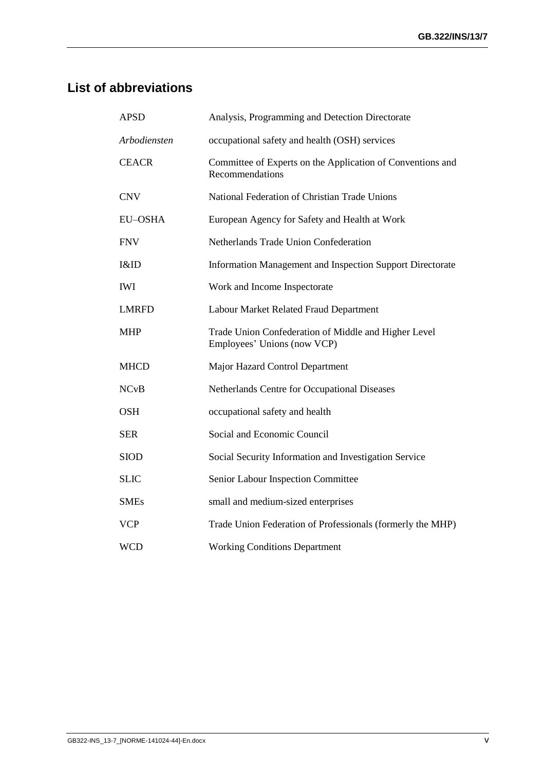## List of abbreviations

| | |
|---|---|
| APSD | Analysis, Programming and Detection Directorate |
| *Arbodiensten* | occupational safety and health (OSH) services |
| CEACR | Committee of Experts on the Application of Conventions and Recommendations |
| CNV | National Federation of Christian Trade Unions |
| EU–OSHA | European Agency for Safety and Health at Work |
| FNV | Netherlands Trade Union Confederation |
| I&ID | Information Management and Inspection Support Directorate |
| IWI | Work and Income Inspectorate |
| LMRFD | Labour Market Related Fraud Department |
| MHP | Trade Union Confederation of Middle and Higher Level Employees' Unions (now VCP) |
| MHCD | Major Hazard Control Department |
| NCvB | Netherlands Centre for Occupational Diseases |
| OSH | occupational safety and health |
| SER | Social and Economic Council |
| SIOD | Social Security Information and Investigation Service |
| SLIC | Senior Labour Inspection Committee |
| SMEs | small and medium-sized enterprises |
| VCP | Trade Union Federation of Professionals (formerly the MHP) |
| WCD | Working Conditions Department |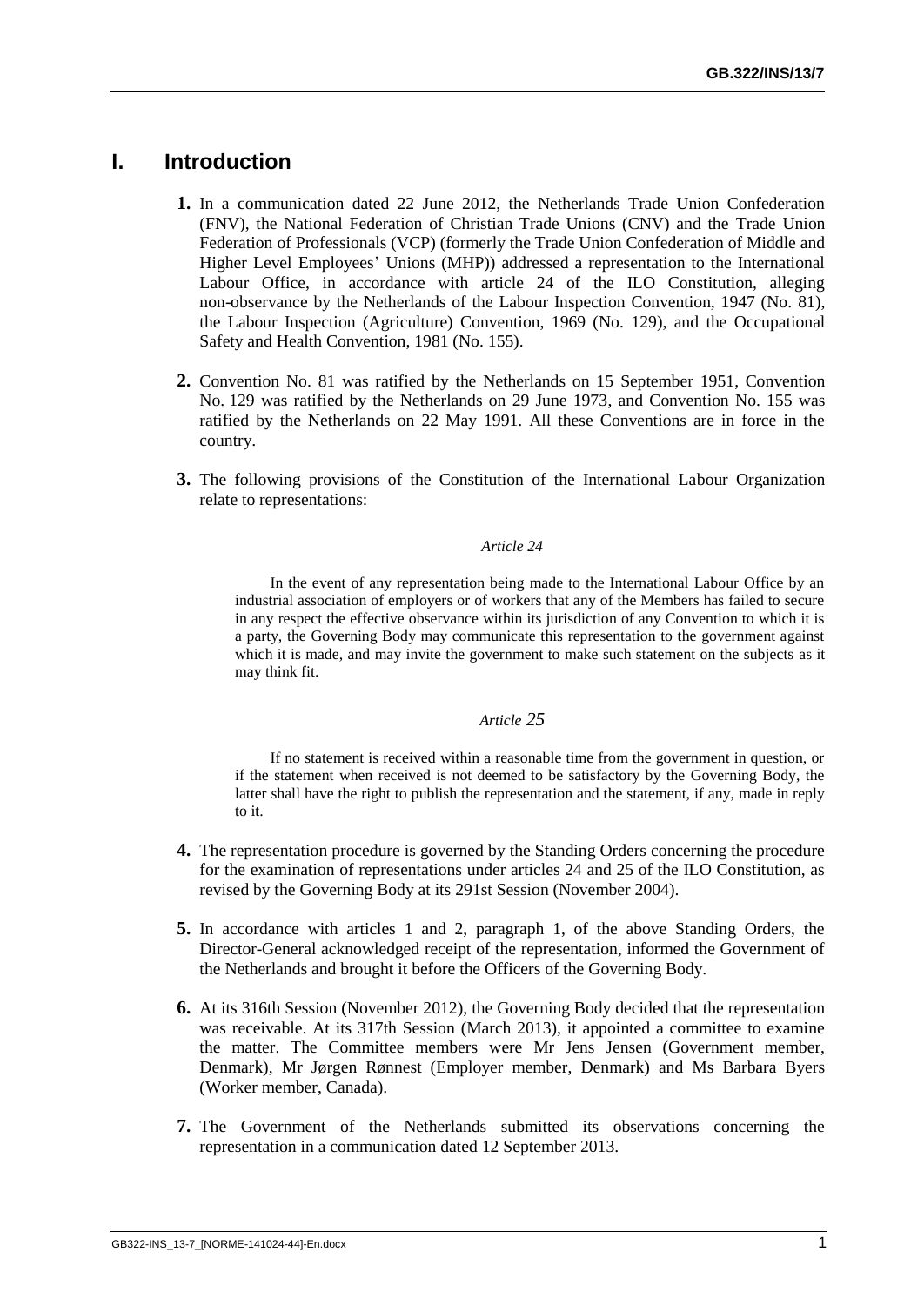# I. Introduction

**1.** In a communication dated 22 June 2012, the Netherlands Trade Union Confederation (FNV), the National Federation of Christian Trade Unions (CNV) and the Trade Union Federation of Professionals (VCP) (formerly the Trade Union Confederation of Middle and Higher Level Employees' Unions (MHP)) addressed a representation to the International Labour Office, in accordance with article 24 of the ILO Constitution, alleging non-observance by the Netherlands of the Labour Inspection Convention, 1947 (No. 81), the Labour Inspection (Agriculture) Convention, 1969 (No. 129), and the Occupational Safety and Health Convention, 1981 (No. 155).

**2.** Convention No. 81 was ratified by the Netherlands on 15 September 1951, Convention No. 129 was ratified by the Netherlands on 29 June 1973, and Convention No. 155 was ratified by the Netherlands on 22 May 1991. All these Conventions are in force in the country.

**3.** The following provisions of the Constitution of the International Labour Organization relate to representations:

*Article 24*

> In the event of any representation being made to the International Labour Office by an industrial association of employers or of workers that any of the Members has failed to secure in any respect the effective observance within its jurisdiction of any Convention to which it is a party, the Governing Body may communicate this representation to the government against which it is made, and may invite the government to make such statement on the subjects as it may think fit.

*Article 25*

> If no statement is received within a reasonable time from the government in question, or if the statement when received is not deemed to be satisfactory by the Governing Body, the latter shall have the right to publish the representation and the statement, if any, made in reply to it.

**4.** The representation procedure is governed by the Standing Orders concerning the procedure for the examination of representations under articles 24 and 25 of the ILO Constitution, as revised by the Governing Body at its 291st Session (November 2004).

**5.** In accordance with articles 1 and 2, paragraph 1, of the above Standing Orders, the Director-General acknowledged receipt of the representation, informed the Government of the Netherlands and brought it before the Officers of the Governing Body.

**6.** At its 316th Session (November 2012), the Governing Body decided that the representation was receivable. At its 317th Session (March 2013), it appointed a committee to examine the matter. The Committee members were Mr Jens Jensen (Government member, Denmark), Mr Jørgen Rønnest (Employer member, Denmark) and Ms Barbara Byers (Worker member, Canada).

**7.** The Government of the Netherlands submitted its observations concerning the representation in a communication dated 12 September 2013.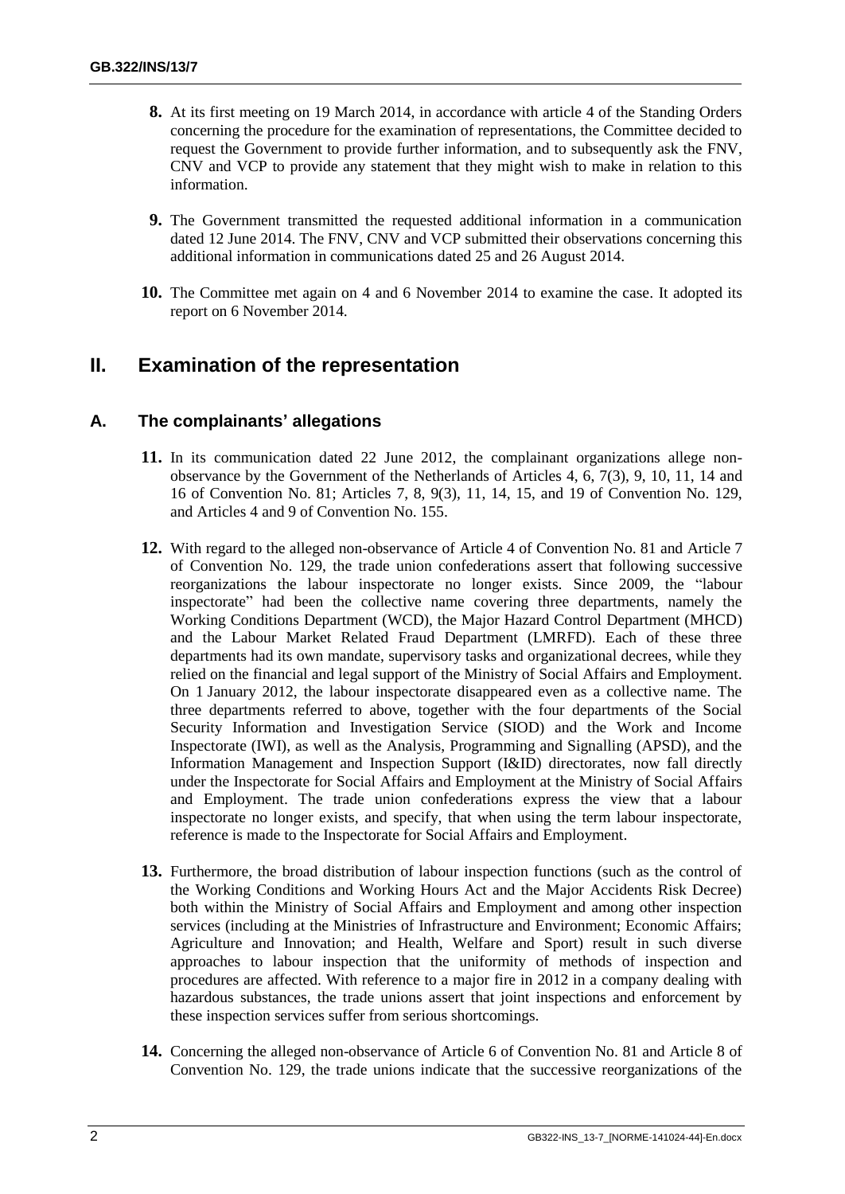**8.** At its first meeting on 19 March 2014, in accordance with article 4 of the Standing Orders concerning the procedure for the examination of representations, the Committee decided to request the Government to provide further information, and to subsequently ask the FNV, CNV and VCP to provide any statement that they might wish to make in relation to this information.

**9.** The Government transmitted the requested additional information in a communication dated 12 June 2014. The FNV, CNV and VCP submitted their observations concerning this additional information in communications dated 25 and 26 August 2014.

**10.** The Committee met again on 4 and 6 November 2014 to examine the case. It adopted its report on 6 November 2014.

# II. Examination of the representation

## A. The complainants' allegations

**11.** In its communication dated 22 June 2012, the complainant organizations allege non-observance by the Government of the Netherlands of Articles 4, 6, 7(3), 9, 10, 11, 14 and 16 of Convention No. 81; Articles 7, 8, 9(3), 11, 14, 15, and 19 of Convention No. 129, and Articles 4 and 9 of Convention No. 155.

**12.** With regard to the alleged non-observance of Article 4 of Convention No. 81 and Article 7 of Convention No. 129, the trade union confederations assert that following successive reorganizations the labour inspectorate no longer exists. Since 2009, the "labour inspectorate" had been the collective name covering three departments, namely the Working Conditions Department (WCD), the Major Hazard Control Department (MHCD) and the Labour Market Related Fraud Department (LMRFD). Each of these three departments had its own mandate, supervisory tasks and organizational decrees, while they relied on the financial and legal support of the Ministry of Social Affairs and Employment. On 1 January 2012, the labour inspectorate disappeared even as a collective name. The three departments referred to above, together with the four departments of the Social Security Information and Investigation Service (SIOD) and the Work and Income Inspectorate (IWI), as well as the Analysis, Programming and Signalling (APSD), and the Information Management and Inspection Support (I&ID) directorates, now fall directly under the Inspectorate for Social Affairs and Employment at the Ministry of Social Affairs and Employment. The trade union confederations express the view that a labour inspectorate no longer exists, and specify, that when using the term labour inspectorate, reference is made to the Inspectorate for Social Affairs and Employment.

**13.** Furthermore, the broad distribution of labour inspection functions (such as the control of the Working Conditions and Working Hours Act and the Major Accidents Risk Decree) both within the Ministry of Social Affairs and Employment and among other inspection services (including at the Ministries of Infrastructure and Environment; Economic Affairs; Agriculture and Innovation; and Health, Welfare and Sport) result in such diverse approaches to labour inspection that the uniformity of methods of inspection and procedures are affected. With reference to a major fire in 2012 in a company dealing with hazardous substances, the trade unions assert that joint inspections and enforcement by these inspection services suffer from serious shortcomings.

**14.** Concerning the alleged non-observance of Article 6 of Convention No. 81 and Article 8 of Convention No. 129, the trade unions indicate that the successive reorganizations of the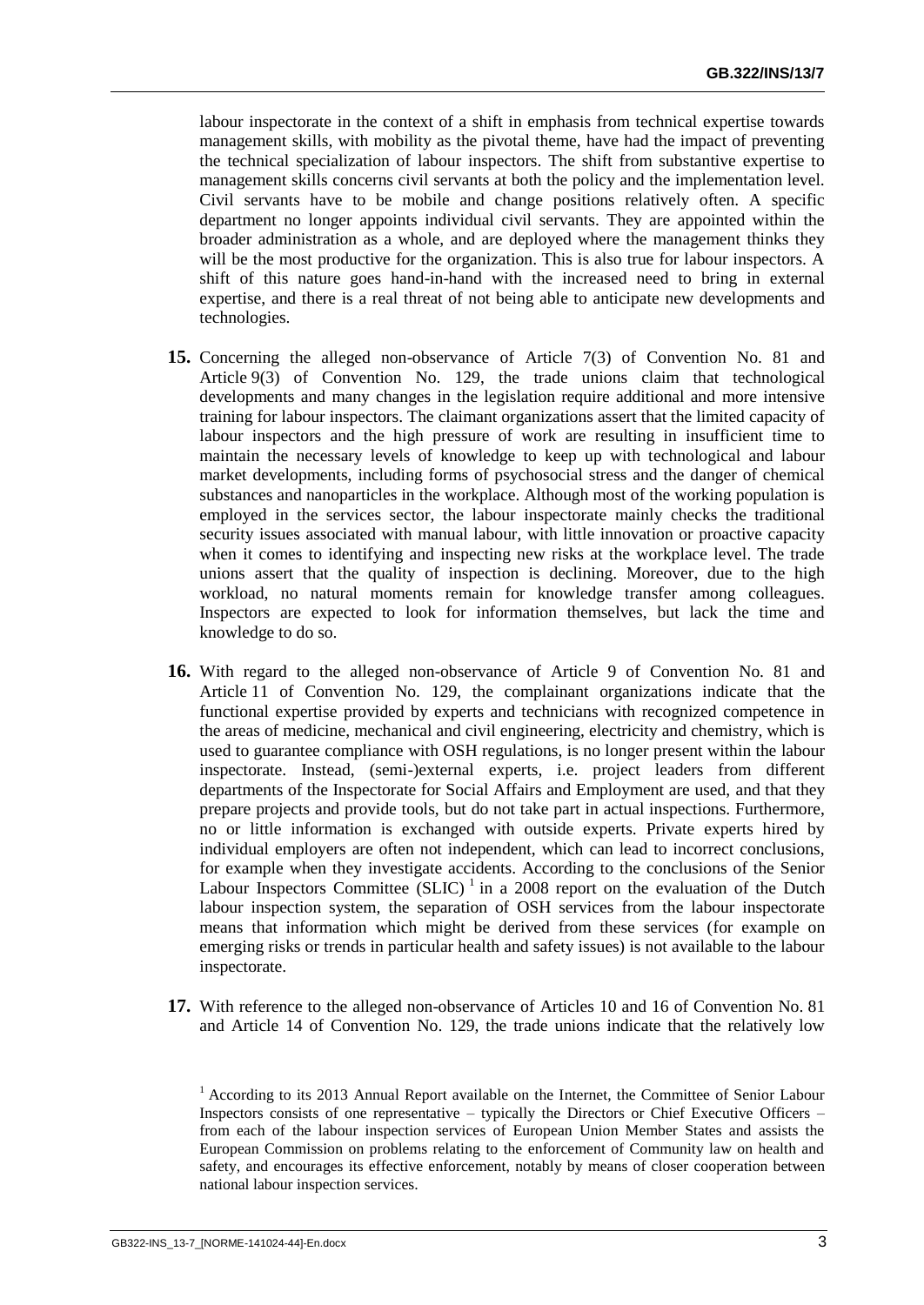labour inspectorate in the context of a shift in emphasis from technical expertise towards management skills, with mobility as the pivotal theme, have had the impact of preventing the technical specialization of labour inspectors. The shift from substantive expertise to management skills concerns civil servants at both the policy and the implementation level. Civil servants have to be mobile and change positions relatively often. A specific department no longer appoints individual civil servants. They are appointed within the broader administration as a whole, and are deployed where the management thinks they will be the most productive for the organization. This is also true for labour inspectors. A shift of this nature goes hand-in-hand with the increased need to bring in external expertise, and there is a real threat of not being able to anticipate new developments and technologies.

**15.** Concerning the alleged non-observance of Article 7(3) of Convention No. 81 and Article 9(3) of Convention No. 129, the trade unions claim that technological developments and many changes in the legislation require additional and more intensive training for labour inspectors. The claimant organizations assert that the limited capacity of labour inspectors and the high pressure of work are resulting in insufficient time to maintain the necessary levels of knowledge to keep up with technological and labour market developments, including forms of psychosocial stress and the danger of chemical substances and nanoparticles in the workplace. Although most of the working population is employed in the services sector, the labour inspectorate mainly checks the traditional security issues associated with manual labour, with little innovation or proactive capacity when it comes to identifying and inspecting new risks at the workplace level. The trade unions assert that the quality of inspection is declining. Moreover, due to the high workload, no natural moments remain for knowledge transfer among colleagues. Inspectors are expected to look for information themselves, but lack the time and knowledge to do so.

**16.** With regard to the alleged non-observance of Article 9 of Convention No. 81 and Article 11 of Convention No. 129, the complainant organizations indicate that the functional expertise provided by experts and technicians with recognized competence in the areas of medicine, mechanical and civil engineering, electricity and chemistry, which is used to guarantee compliance with OSH regulations, is no longer present within the labour inspectorate. Instead, (semi-)external experts, i.e. project leaders from different departments of the Inspectorate for Social Affairs and Employment are used, and that they prepare projects and provide tools, but do not take part in actual inspections. Furthermore, no or little information is exchanged with outside experts. Private experts hired by individual employers are often not independent, which can lead to incorrect conclusions, for example when they investigate accidents. According to the conclusions of the Senior Labour Inspectors Committee (SLIC) [1] in a 2008 report on the evaluation of the Dutch labour inspection system, the separation of OSH services from the labour inspectorate means that information which might be derived from these services (for example on emerging risks or trends in particular health and safety issues) is not available to the labour inspectorate.

**17.** With reference to the alleged non-observance of Articles 10 and 16 of Convention No. 81 and Article 14 of Convention No. 129, the trade unions indicate that the relatively low

[1] According to its 2013 Annual Report available on the Internet, the Committee of Senior Labour Inspectors consists of one representative – typically the Directors or Chief Executive Officers – from each of the labour inspection services of European Union Member States and assists the European Commission on problems relating to the enforcement of Community law on health and safety, and encourages its effective enforcement, notably by means of closer cooperation between national labour inspection services.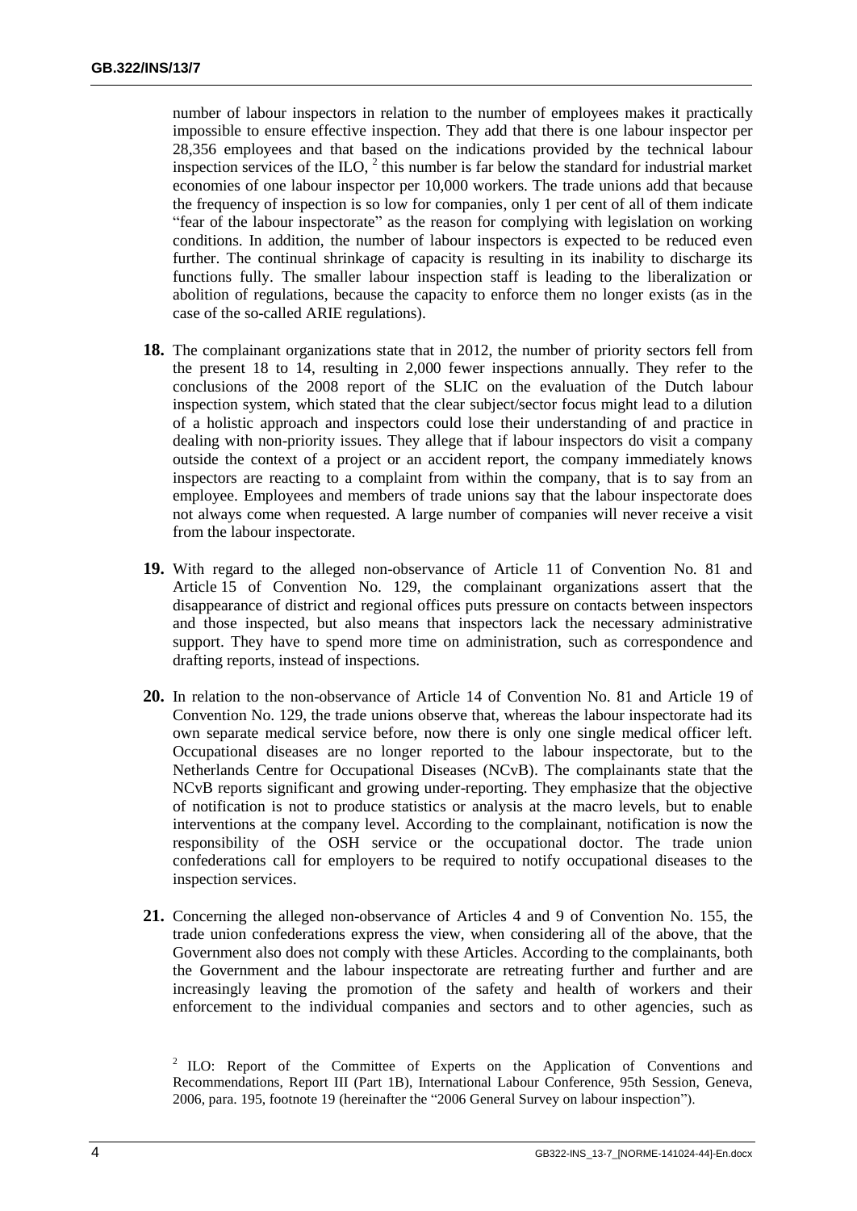number of labour inspectors in relation to the number of employees makes it practically impossible to ensure effective inspection. They add that there is one labour inspector per 28,356 employees and that based on the indications provided by the technical labour inspection services of the ILO, [2] this number is far below the standard for industrial market economies of one labour inspector per 10,000 workers. The trade unions add that because the frequency of inspection is so low for companies, only 1 per cent of all of them indicate "fear of the labour inspectorate" as the reason for complying with legislation on working conditions. In addition, the number of labour inspectors is expected to be reduced even further. The continual shrinkage of capacity is resulting in its inability to discharge its functions fully. The smaller labour inspection staff is leading to the liberalization or abolition of regulations, because the capacity to enforce them no longer exists (as in the case of the so-called ARIE regulations).

**18.** The complainant organizations state that in 2012, the number of priority sectors fell from the present 18 to 14, resulting in 2,000 fewer inspections annually. They refer to the conclusions of the 2008 report of the SLIC on the evaluation of the Dutch labour inspection system, which stated that the clear subject/sector focus might lead to a dilution of a holistic approach and inspectors could lose their understanding of and practice in dealing with non-priority issues. They allege that if labour inspectors do visit a company outside the context of a project or an accident report, the company immediately knows inspectors are reacting to a complaint from within the company, that is to say from an employee. Employees and members of trade unions say that the labour inspectorate does not always come when requested. A large number of companies will never receive a visit from the labour inspectorate.

**19.** With regard to the alleged non-observance of Article 11 of Convention No. 81 and Article 15 of Convention No. 129, the complainant organizations assert that the disappearance of district and regional offices puts pressure on contacts between inspectors and those inspected, but also means that inspectors lack the necessary administrative support. They have to spend more time on administration, such as correspondence and drafting reports, instead of inspections.

**20.** In relation to the non-observance of Article 14 of Convention No. 81 and Article 19 of Convention No. 129, the trade unions observe that, whereas the labour inspectorate had its own separate medical service before, now there is only one single medical officer left. Occupational diseases are no longer reported to the labour inspectorate, but to the Netherlands Centre for Occupational Diseases (NCvB). The complainants state that the NCvB reports significant and growing under-reporting. They emphasize that the objective of notification is not to produce statistics or analysis at the macro levels, but to enable interventions at the company level. According to the complainant, notification is now the responsibility of the OSH service or the occupational doctor. The trade union confederations call for employers to be required to notify occupational diseases to the inspection services.

**21.** Concerning the alleged non-observance of Articles 4 and 9 of Convention No. 155, the trade union confederations express the view, when considering all of the above, that the Government also does not comply with these Articles. According to the complainants, both the Government and the labour inspectorate are retreating further and further and are increasingly leaving the promotion of the safety and health of workers and their enforcement to the individual companies and sectors and to other agencies, such as

[2] ILO: Report of the Committee of Experts on the Application of Conventions and Recommendations, Report III (Part 1B), International Labour Conference, 95th Session, Geneva, 2006, para. 195, footnote 19 (hereinafter the "2006 General Survey on labour inspection").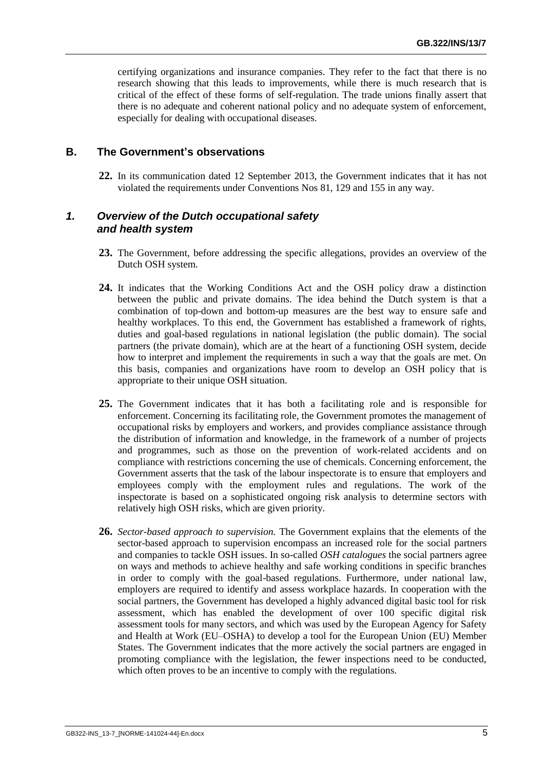certifying organizations and insurance companies. They refer to the fact that there is no research showing that this leads to improvements, while there is much research that is critical of the effect of these forms of self-regulation. The trade unions finally assert that there is no adequate and coherent national policy and no adequate system of enforcement, especially for dealing with occupational diseases.

## B. The Government's observations

**22.** In its communication dated 12 September 2013, the Government indicates that it has not violated the requirements under Conventions Nos 81, 129 and 155 in any way.

### *1. Overview of the Dutch occupational safety and health system*

**23.** The Government, before addressing the specific allegations, provides an overview of the Dutch OSH system.

**24.** It indicates that the Working Conditions Act and the OSH policy draw a distinction between the public and private domains. The idea behind the Dutch system is that a combination of top-down and bottom-up measures are the best way to ensure safe and healthy workplaces. To this end, the Government has established a framework of rights, duties and goal-based regulations in national legislation (the public domain). The social partners (the private domain), which are at the heart of a functioning OSH system, decide how to interpret and implement the requirements in such a way that the goals are met. On this basis, companies and organizations have room to develop an OSH policy that is appropriate to their unique OSH situation.

**25.** The Government indicates that it has both a facilitating role and is responsible for enforcement. Concerning its facilitating role, the Government promotes the management of occupational risks by employers and workers, and provides compliance assistance through the distribution of information and knowledge, in the framework of a number of projects and programmes, such as those on the prevention of work-related accidents and on compliance with restrictions concerning the use of chemicals. Concerning enforcement, the Government asserts that the task of the labour inspectorate is to ensure that employers and employees comply with the employment rules and regulations. The work of the inspectorate is based on a sophisticated ongoing risk analysis to determine sectors with relatively high OSH risks, which are given priority.

**26.** *Sector-based approach to supervision.* The Government explains that the elements of the sector-based approach to supervision encompass an increased role for the social partners and companies to tackle OSH issues. In so-called *OSH catalogues* the social partners agree on ways and methods to achieve healthy and safe working conditions in specific branches in order to comply with the goal-based regulations. Furthermore, under national law, employers are required to identify and assess workplace hazards. In cooperation with the social partners, the Government has developed a highly advanced digital basic tool for risk assessment, which has enabled the development of over 100 specific digital risk assessment tools for many sectors, and which was used by the European Agency for Safety and Health at Work (EU–OSHA) to develop a tool for the European Union (EU) Member States. The Government indicates that the more actively the social partners are engaged in promoting compliance with the legislation, the fewer inspections need to be conducted, which often proves to be an incentive to comply with the regulations.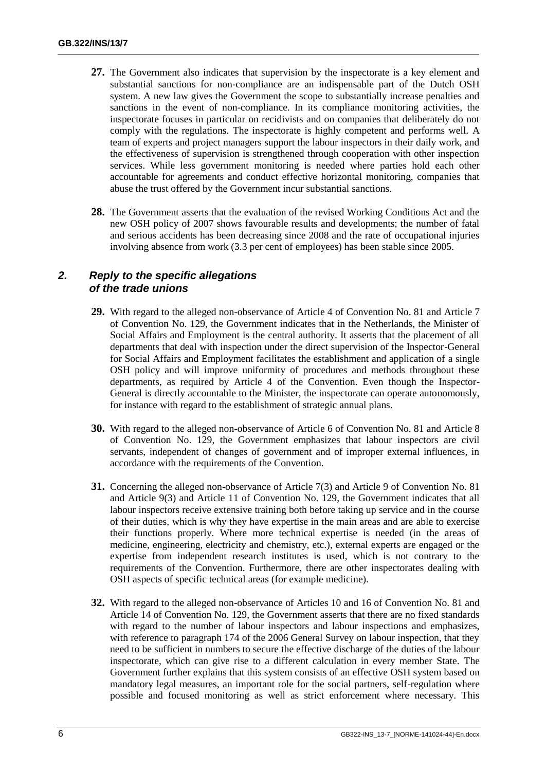**27.** The Government also indicates that supervision by the inspectorate is a key element and substantial sanctions for non-compliance are an indispensable part of the Dutch OSH system. A new law gives the Government the scope to substantially increase penalties and sanctions in the event of non-compliance. In its compliance monitoring activities, the inspectorate focuses in particular on recidivists and on companies that deliberately do not comply with the regulations. The inspectorate is highly competent and performs well. A team of experts and project managers support the labour inspectors in their daily work, and the effectiveness of supervision is strengthened through cooperation with other inspection services. While less government monitoring is needed where parties hold each other accountable for agreements and conduct effective horizontal monitoring, companies that abuse the trust offered by the Government incur substantial sanctions.

**28.** The Government asserts that the evaluation of the revised Working Conditions Act and the new OSH policy of 2007 shows favourable results and developments; the number of fatal and serious accidents has been decreasing since 2008 and the rate of occupational injuries involving absence from work (3.3 per cent of employees) has been stable since 2005.

### *2. Reply to the specific allegations of the trade unions*

**29.** With regard to the alleged non-observance of Article 4 of Convention No. 81 and Article 7 of Convention No. 129, the Government indicates that in the Netherlands, the Minister of Social Affairs and Employment is the central authority. It asserts that the placement of all departments that deal with inspection under the direct supervision of the Inspector-General for Social Affairs and Employment facilitates the establishment and application of a single OSH policy and will improve uniformity of procedures and methods throughout these departments, as required by Article 4 of the Convention. Even though the Inspector-General is directly accountable to the Minister, the inspectorate can operate autonomously, for instance with regard to the establishment of strategic annual plans.

**30.** With regard to the alleged non-observance of Article 6 of Convention No. 81 and Article 8 of Convention No. 129, the Government emphasizes that labour inspectors are civil servants, independent of changes of government and of improper external influences, in accordance with the requirements of the Convention.

**31.** Concerning the alleged non-observance of Article 7(3) and Article 9 of Convention No. 81 and Article 9(3) and Article 11 of Convention No. 129, the Government indicates that all labour inspectors receive extensive training both before taking up service and in the course of their duties, which is why they have expertise in the main areas and are able to exercise their functions properly. Where more technical expertise is needed (in the areas of medicine, engineering, electricity and chemistry, etc.), external experts are engaged or the expertise from independent research institutes is used, which is not contrary to the requirements of the Convention. Furthermore, there are other inspectorates dealing with OSH aspects of specific technical areas (for example medicine).

**32.** With regard to the alleged non-observance of Articles 10 and 16 of Convention No. 81 and Article 14 of Convention No. 129, the Government asserts that there are no fixed standards with regard to the number of labour inspectors and labour inspections and emphasizes, with reference to paragraph 174 of the 2006 General Survey on labour inspection, that they need to be sufficient in numbers to secure the effective discharge of the duties of the labour inspectorate, which can give rise to a different calculation in every member State. The Government further explains that this system consists of an effective OSH system based on mandatory legal measures, an important role for the social partners, self-regulation where possible and focused monitoring as well as strict enforcement where necessary. This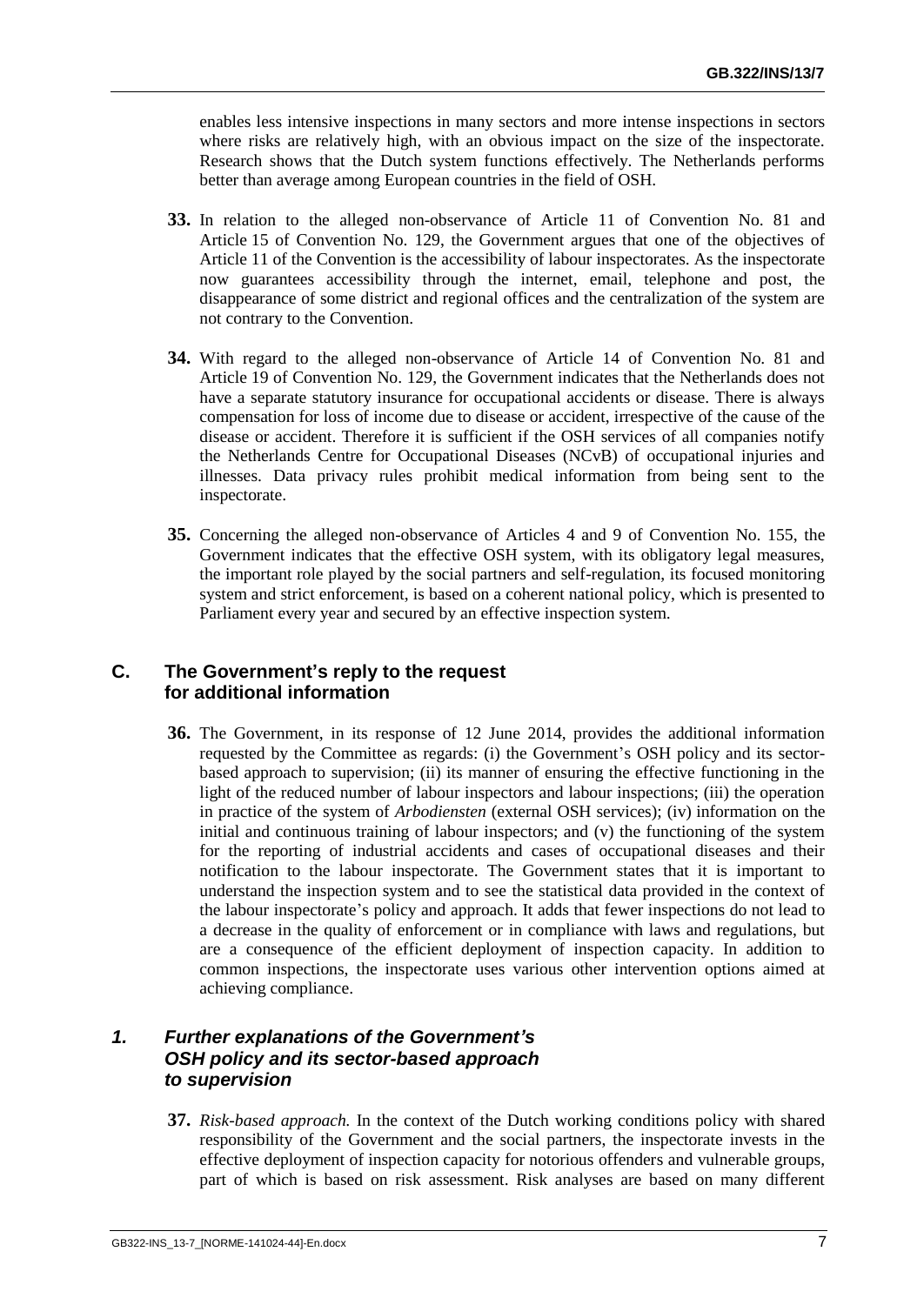enables less intensive inspections in many sectors and more intense inspections in sectors where risks are relatively high, with an obvious impact on the size of the inspectorate. Research shows that the Dutch system functions effectively. The Netherlands performs better than average among European countries in the field of OSH.

**33.** In relation to the alleged non-observance of Article 11 of Convention No. 81 and Article 15 of Convention No. 129, the Government argues that one of the objectives of Article 11 of the Convention is the accessibility of labour inspectorates. As the inspectorate now guarantees accessibility through the internet, email, telephone and post, the disappearance of some district and regional offices and the centralization of the system are not contrary to the Convention.

**34.** With regard to the alleged non-observance of Article 14 of Convention No. 81 and Article 19 of Convention No. 129, the Government indicates that the Netherlands does not have a separate statutory insurance for occupational accidents or disease. There is always compensation for loss of income due to disease or accident, irrespective of the cause of the disease or accident. Therefore it is sufficient if the OSH services of all companies notify the Netherlands Centre for Occupational Diseases (NCvB) of occupational injuries and illnesses. Data privacy rules prohibit medical information from being sent to the inspectorate.

**35.** Concerning the alleged non-observance of Articles 4 and 9 of Convention No. 155, the Government indicates that the effective OSH system, with its obligatory legal measures, the important role played by the social partners and self-regulation, its focused monitoring system and strict enforcement, is based on a coherent national policy, which is presented to Parliament every year and secured by an effective inspection system.

## C. The Government's reply to the request for additional information

**36.** The Government, in its response of 12 June 2014, provides the additional information requested by the Committee as regards: (i) the Government's OSH policy and its sector-based approach to supervision; (ii) its manner of ensuring the effective functioning in the light of the reduced number of labour inspectors and labour inspections; (iii) the operation in practice of the system of *Arbodiensten* (external OSH services); (iv) information on the initial and continuous training of labour inspectors; and (v) the functioning of the system for the reporting of industrial accidents and cases of occupational diseases and their notification to the labour inspectorate. The Government states that it is important to understand the inspection system and to see the statistical data provided in the context of the labour inspectorate's policy and approach. It adds that fewer inspections do not lead to a decrease in the quality of enforcement or in compliance with laws and regulations, but are a consequence of the efficient deployment of inspection capacity. In addition to common inspections, the inspectorate uses various other intervention options aimed at achieving compliance.

### *1. Further explanations of the Government's OSH policy and its sector-based approach to supervision*

**37.** *Risk-based approach.* In the context of the Dutch working conditions policy with shared responsibility of the Government and the social partners, the inspectorate invests in the effective deployment of inspection capacity for notorious offenders and vulnerable groups, part of which is based on risk assessment. Risk analyses are based on many different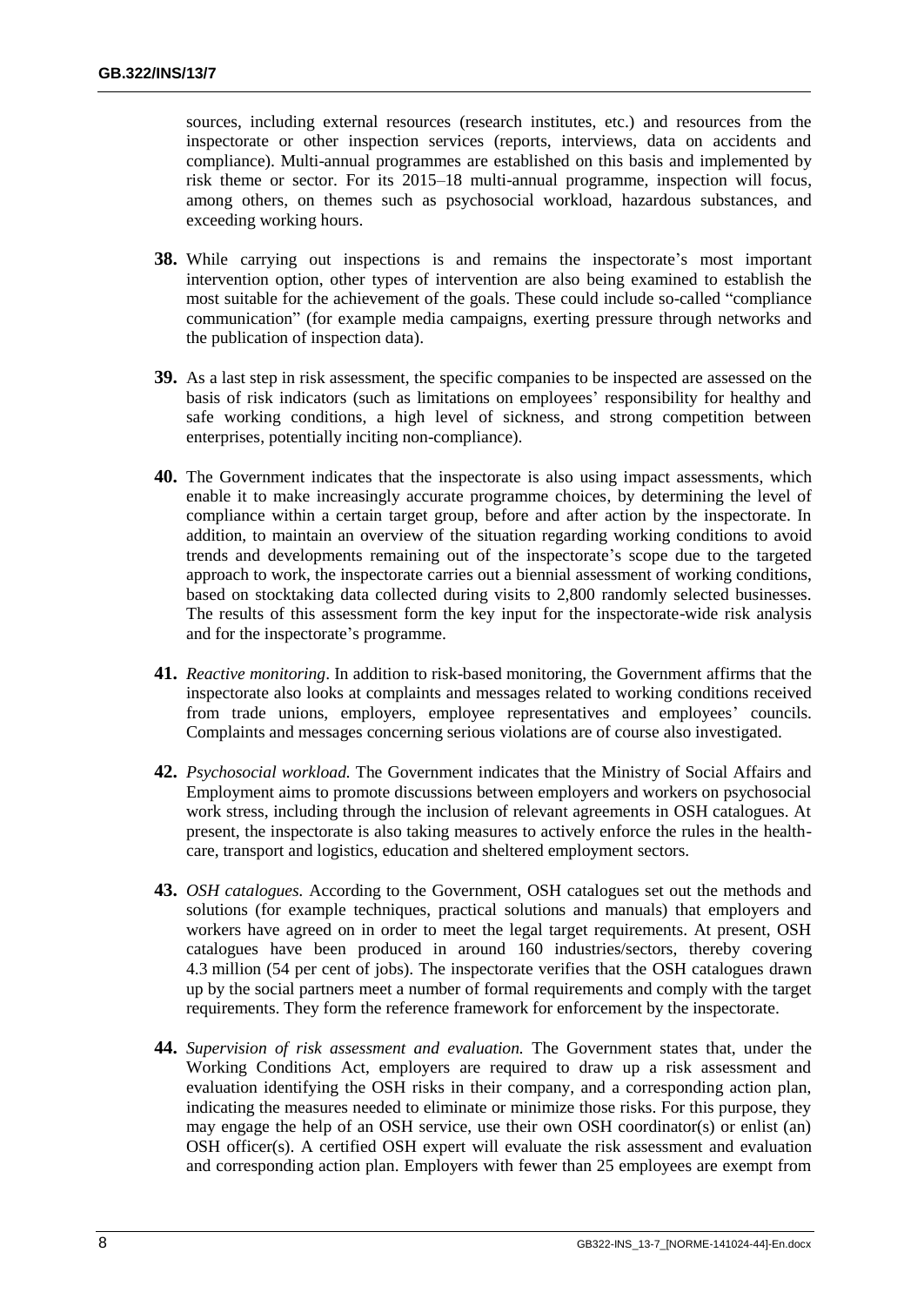sources, including external resources (research institutes, etc.) and resources from the inspectorate or other inspection services (reports, interviews, data on accidents and compliance). Multi-annual programmes are established on this basis and implemented by risk theme or sector. For its 2015–18 multi-annual programme, inspection will focus, among others, on themes such as psychosocial workload, hazardous substances, and exceeding working hours.

**38.** While carrying out inspections is and remains the inspectorate's most important intervention option, other types of intervention are also being examined to establish the most suitable for the achievement of the goals. These could include so-called "compliance communication" (for example media campaigns, exerting pressure through networks and the publication of inspection data).

**39.** As a last step in risk assessment, the specific companies to be inspected are assessed on the basis of risk indicators (such as limitations on employees' responsibility for healthy and safe working conditions, a high level of sickness, and strong competition between enterprises, potentially inciting non-compliance).

**40.** The Government indicates that the inspectorate is also using impact assessments, which enable it to make increasingly accurate programme choices, by determining the level of compliance within a certain target group, before and after action by the inspectorate. In addition, to maintain an overview of the situation regarding working conditions to avoid trends and developments remaining out of the inspectorate's scope due to the targeted approach to work, the inspectorate carries out a biennial assessment of working conditions, based on stocktaking data collected during visits to 2,800 randomly selected businesses. The results of this assessment form the key input for the inspectorate-wide risk analysis and for the inspectorate's programme.

**41.** *Reactive monitoring*. In addition to risk-based monitoring, the Government affirms that the inspectorate also looks at complaints and messages related to working conditions received from trade unions, employers, employee representatives and employees' councils. Complaints and messages concerning serious violations are of course also investigated.

**42.** *Psychosocial workload.* The Government indicates that the Ministry of Social Affairs and Employment aims to promote discussions between employers and workers on psychosocial work stress, including through the inclusion of relevant agreements in OSH catalogues. At present, the inspectorate is also taking measures to actively enforce the rules in the health-care, transport and logistics, education and sheltered employment sectors.

**43.** *OSH catalogues.* According to the Government, OSH catalogues set out the methods and solutions (for example techniques, practical solutions and manuals) that employers and workers have agreed on in order to meet the legal target requirements. At present, OSH catalogues have been produced in around 160 industries/sectors, thereby covering 4.3 million (54 per cent of jobs). The inspectorate verifies that the OSH catalogues drawn up by the social partners meet a number of formal requirements and comply with the target requirements. They form the reference framework for enforcement by the inspectorate.

**44.** *Supervision of risk assessment and evaluation.* The Government states that, under the Working Conditions Act, employers are required to draw up a risk assessment and evaluation identifying the OSH risks in their company, and a corresponding action plan, indicating the measures needed to eliminate or minimize those risks. For this purpose, they may engage the help of an OSH service, use their own OSH coordinator(s) or enlist (an) OSH officer(s). A certified OSH expert will evaluate the risk assessment and evaluation and corresponding action plan. Employers with fewer than 25 employees are exempt from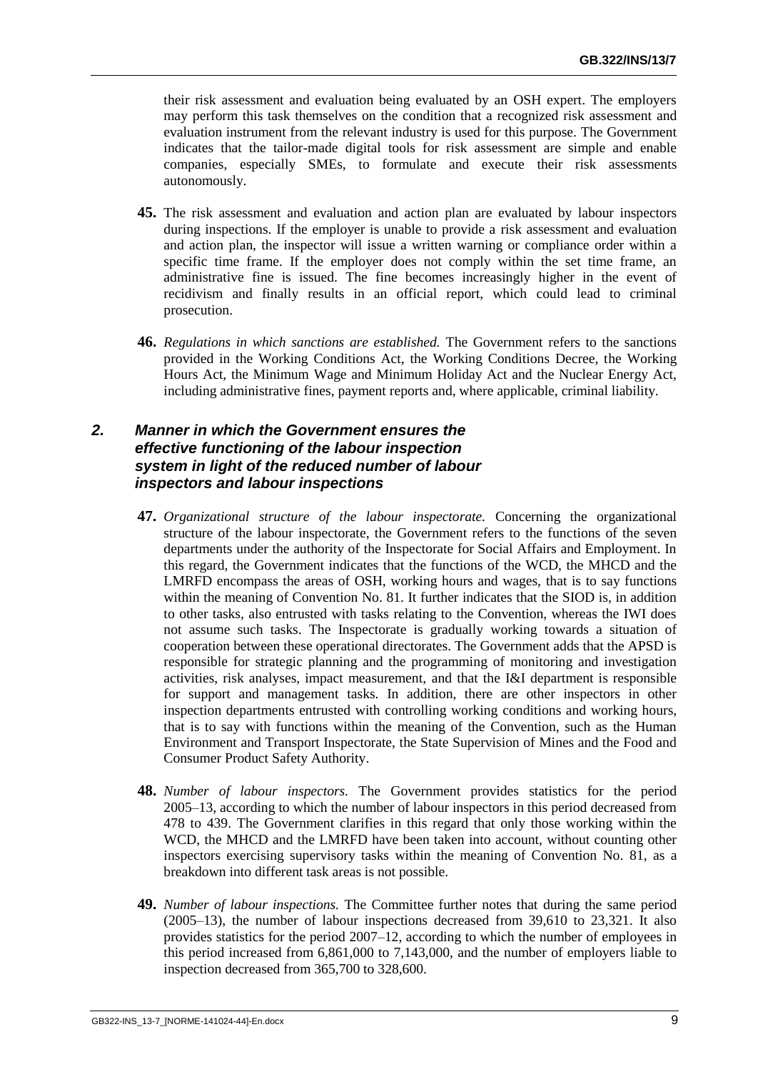their risk assessment and evaluation being evaluated by an OSH expert. The employers may perform this task themselves on the condition that a recognized risk assessment and evaluation instrument from the relevant industry is used for this purpose. The Government indicates that the tailor-made digital tools for risk assessment are simple and enable companies, especially SMEs, to formulate and execute their risk assessments autonomously.

**45.** The risk assessment and evaluation and action plan are evaluated by labour inspectors during inspections. If the employer is unable to provide a risk assessment and evaluation and action plan, the inspector will issue a written warning or compliance order within a specific time frame. If the employer does not comply within the set time frame, an administrative fine is issued. The fine becomes increasingly higher in the event of recidivism and finally results in an official report, which could lead to criminal prosecution.

**46.** *Regulations in which sanctions are established.* The Government refers to the sanctions provided in the Working Conditions Act, the Working Conditions Decree, the Working Hours Act, the Minimum Wage and Minimum Holiday Act and the Nuclear Energy Act, including administrative fines, payment reports and, where applicable, criminal liability.

### *2. Manner in which the Government ensures the effective functioning of the labour inspection system in light of the reduced number of labour inspectors and labour inspections*

**47.** *Organizational structure of the labour inspectorate.* Concerning the organizational structure of the labour inspectorate, the Government refers to the functions of the seven departments under the authority of the Inspectorate for Social Affairs and Employment. In this regard, the Government indicates that the functions of the WCD, the MHCD and the LMRFD encompass the areas of OSH, working hours and wages, that is to say functions within the meaning of Convention No. 81. It further indicates that the SIOD is, in addition to other tasks, also entrusted with tasks relating to the Convention, whereas the IWI does not assume such tasks. The Inspectorate is gradually working towards a situation of cooperation between these operational directorates. The Government adds that the APSD is responsible for strategic planning and the programming of monitoring and investigation activities, risk analyses, impact measurement, and that the I&I department is responsible for support and management tasks. In addition, there are other inspectors in other inspection departments entrusted with controlling working conditions and working hours, that is to say with functions within the meaning of the Convention, such as the Human Environment and Transport Inspectorate, the State Supervision of Mines and the Food and Consumer Product Safety Authority.

**48.** *Number of labour inspectors.* The Government provides statistics for the period 2005–13, according to which the number of labour inspectors in this period decreased from 478 to 439. The Government clarifies in this regard that only those working within the WCD, the MHCD and the LMRFD have been taken into account, without counting other inspectors exercising supervisory tasks within the meaning of Convention No. 81, as a breakdown into different task areas is not possible.

**49.** *Number of labour inspections.* The Committee further notes that during the same period (2005–13), the number of labour inspections decreased from 39,610 to 23,321. It also provides statistics for the period 2007–12, according to which the number of employees in this period increased from 6,861,000 to 7,143,000, and the number of employers liable to inspection decreased from 365,700 to 328,600.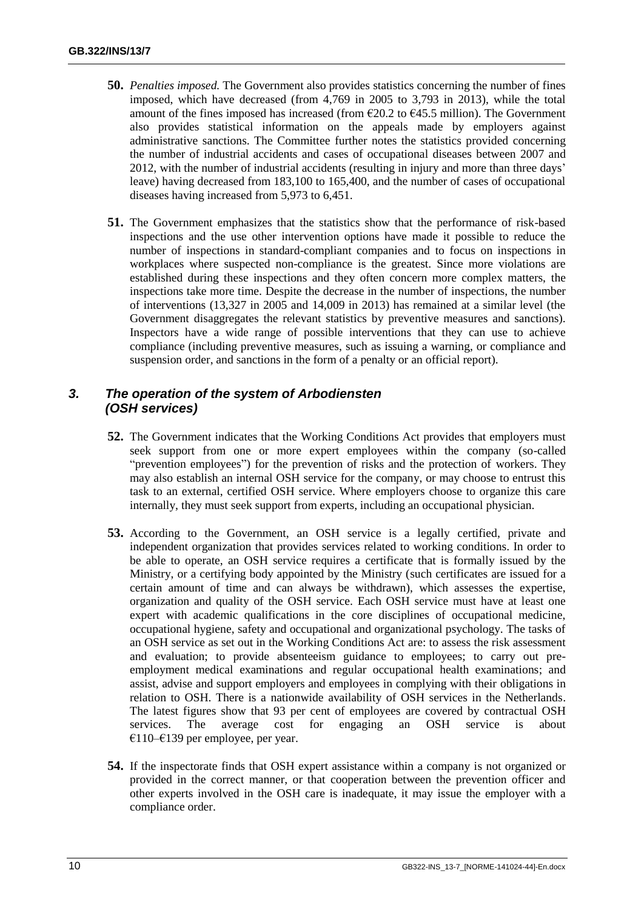**50.** *Penalties imposed.* The Government also provides statistics concerning the number of fines imposed, which have decreased (from 4,769 in 2005 to 3,793 in 2013), while the total amount of the fines imposed has increased (from €20.2 to €45.5 million). The Government also provides statistical information on the appeals made by employers against administrative sanctions. The Committee further notes the statistics provided concerning the number of industrial accidents and cases of occupational diseases between 2007 and 2012, with the number of industrial accidents (resulting in injury and more than three days' leave) having decreased from 183,100 to 165,400, and the number of cases of occupational diseases having increased from 5,973 to 6,451.

**51.** The Government emphasizes that the statistics show that the performance of risk-based inspections and the use other intervention options have made it possible to reduce the number of inspections in standard-compliant companies and to focus on inspections in workplaces where suspected non-compliance is the greatest. Since more violations are established during these inspections and they often concern more complex matters, the inspections take more time. Despite the decrease in the number of inspections, the number of interventions (13,327 in 2005 and 14,009 in 2013) has remained at a similar level (the Government disaggregates the relevant statistics by preventive measures and sanctions). Inspectors have a wide range of possible interventions that they can use to achieve compliance (including preventive measures, such as issuing a warning, or compliance and suspension order, and sanctions in the form of a penalty or an official report).

### *3. The operation of the system of Arbodiensten (OSH services)*

**52.** The Government indicates that the Working Conditions Act provides that employers must seek support from one or more expert employees within the company (so-called "prevention employees") for the prevention of risks and the protection of workers. They may also establish an internal OSH service for the company, or may choose to entrust this task to an external, certified OSH service. Where employers choose to organize this care internally, they must seek support from experts, including an occupational physician.

**53.** According to the Government, an OSH service is a legally certified, private and independent organization that provides services related to working conditions. In order to be able to operate, an OSH service requires a certificate that is formally issued by the Ministry, or a certifying body appointed by the Ministry (such certificates are issued for a certain amount of time and can always be withdrawn), which assesses the expertise, organization and quality of the OSH service. Each OSH service must have at least one expert with academic qualifications in the core disciplines of occupational medicine, occupational hygiene, safety and occupational and organizational psychology. The tasks of an OSH service as set out in the Working Conditions Act are: to assess the risk assessment and evaluation; to provide absenteeism guidance to employees; to carry out pre-employment medical examinations and regular occupational health examinations; and assist, advise and support employers and employees in complying with their obligations in relation to OSH. There is a nationwide availability of OSH services in the Netherlands. The latest figures show that 93 per cent of employees are covered by contractual OSH services. The average cost for engaging an OSH service is about €110–€139 per employee, per year.

**54.** If the inspectorate finds that OSH expert assistance within a company is not organized or provided in the correct manner, or that cooperation between the prevention officer and other experts involved in the OSH care is inadequate, it may issue the employer with a compliance order.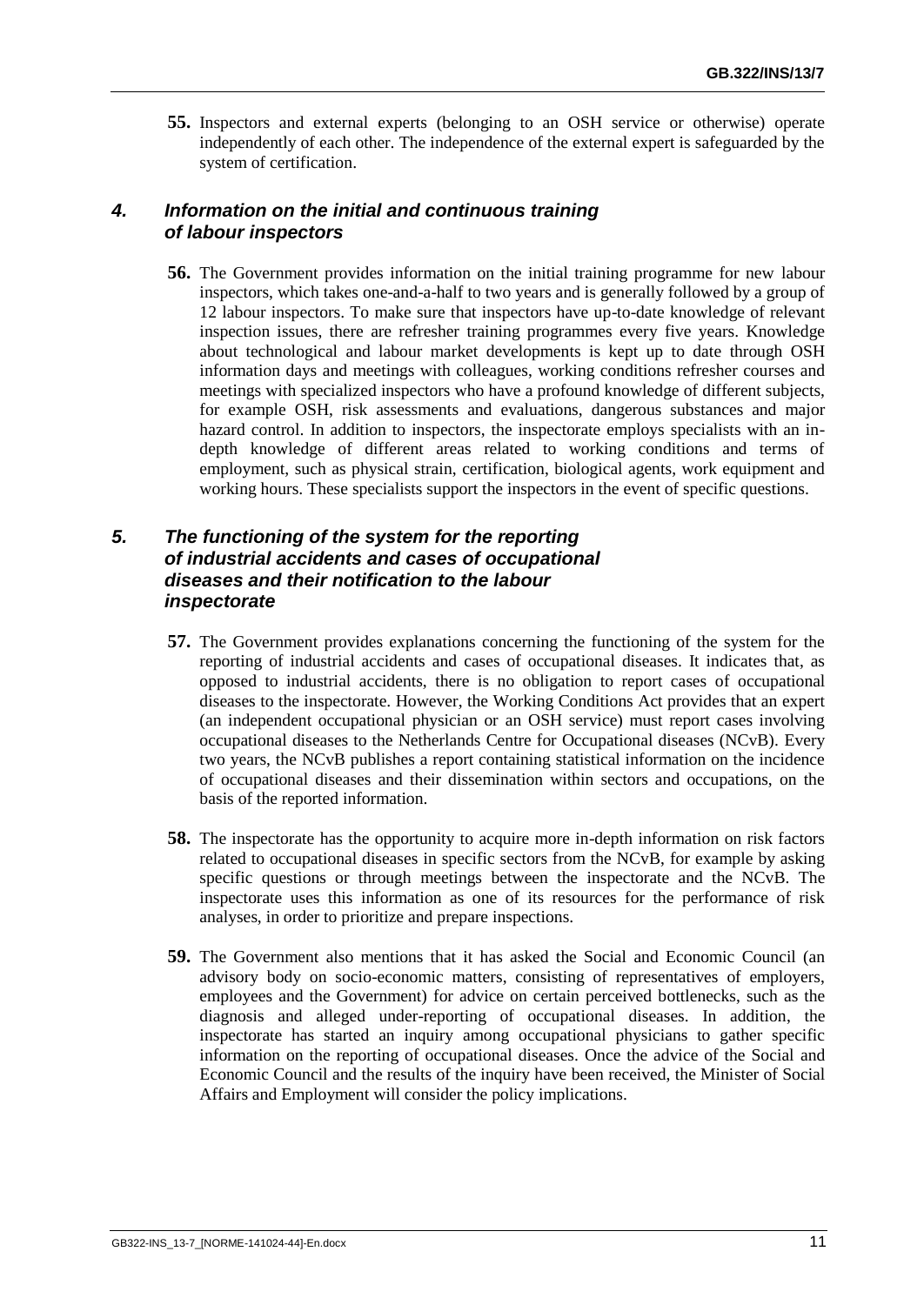**55.** Inspectors and external experts (belonging to an OSH service or otherwise) operate independently of each other. The independence of the external expert is safeguarded by the system of certification.

### *4. Information on the initial and continuous training of labour inspectors*

**56.** The Government provides information on the initial training programme for new labour inspectors, which takes one-and-a-half to two years and is generally followed by a group of 12 labour inspectors. To make sure that inspectors have up-to-date knowledge of relevant inspection issues, there are refresher training programmes every five years. Knowledge about technological and labour market developments is kept up to date through OSH information days and meetings with colleagues, working conditions refresher courses and meetings with specialized inspectors who have a profound knowledge of different subjects, for example OSH, risk assessments and evaluations, dangerous substances and major hazard control. In addition to inspectors, the inspectorate employs specialists with an in-depth knowledge of different areas related to working conditions and terms of employment, such as physical strain, certification, biological agents, work equipment and working hours. These specialists support the inspectors in the event of specific questions.

### *5. The functioning of the system for the reporting of industrial accidents and cases of occupational diseases and their notification to the labour inspectorate*

**57.** The Government provides explanations concerning the functioning of the system for the reporting of industrial accidents and cases of occupational diseases. It indicates that, as opposed to industrial accidents, there is no obligation to report cases of occupational diseases to the inspectorate. However, the Working Conditions Act provides that an expert (an independent occupational physician or an OSH service) must report cases involving occupational diseases to the Netherlands Centre for Occupational diseases (NCvB). Every two years, the NCvB publishes a report containing statistical information on the incidence of occupational diseases and their dissemination within sectors and occupations, on the basis of the reported information.

**58.** The inspectorate has the opportunity to acquire more in-depth information on risk factors related to occupational diseases in specific sectors from the NCvB, for example by asking specific questions or through meetings between the inspectorate and the NCvB. The inspectorate uses this information as one of its resources for the performance of risk analyses, in order to prioritize and prepare inspections.

**59.** The Government also mentions that it has asked the Social and Economic Council (an advisory body on socio-economic matters, consisting of representatives of employers, employees and the Government) for advice on certain perceived bottlenecks, such as the diagnosis and alleged under-reporting of occupational diseases. In addition, the inspectorate has started an inquiry among occupational physicians to gather specific information on the reporting of occupational diseases. Once the advice of the Social and Economic Council and the results of the inquiry have been received, the Minister of Social Affairs and Employment will consider the policy implications.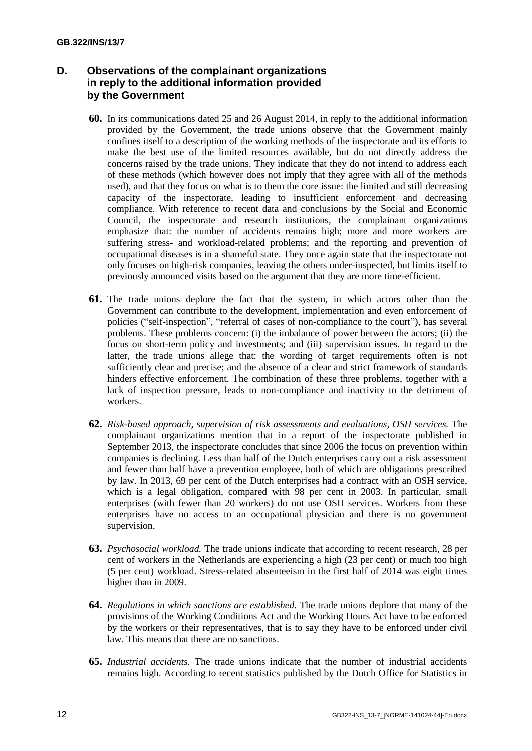## D. Observations of the complainant organizations in reply to the additional information provided by the Government

**60.** In its communications dated 25 and 26 August 2014, in reply to the additional information provided by the Government, the trade unions observe that the Government mainly confines itself to a description of the working methods of the inspectorate and its efforts to make the best use of the limited resources available, but do not directly address the concerns raised by the trade unions. They indicate that they do not intend to address each of these methods (which however does not imply that they agree with all of the methods used), and that they focus on what is to them the core issue: the limited and still decreasing capacity of the inspectorate, leading to insufficient enforcement and decreasing compliance. With reference to recent data and conclusions by the Social and Economic Council, the inspectorate and research institutions, the complainant organizations emphasize that: the number of accidents remains high; more and more workers are suffering stress- and workload-related problems; and the reporting and prevention of occupational diseases is in a shameful state. They once again state that the inspectorate not only focuses on high-risk companies, leaving the others under-inspected, but limits itself to previously announced visits based on the argument that they are more time-efficient.

**61.** The trade unions deplore the fact that the system, in which actors other than the Government can contribute to the development, implementation and even enforcement of policies ("self-inspection", "referral of cases of non-compliance to the court"), has several problems. These problems concern: (i) the imbalance of power between the actors; (ii) the focus on short-term policy and investments; and (iii) supervision issues. In regard to the latter, the trade unions allege that: the wording of target requirements often is not sufficiently clear and precise; and the absence of a clear and strict framework of standards hinders effective enforcement. The combination of these three problems, together with a lack of inspection pressure, leads to non-compliance and inactivity to the detriment of workers.

**62.** *Risk-based approach, supervision of risk assessments and evaluations, OSH services.* The complainant organizations mention that in a report of the inspectorate published in September 2013, the inspectorate concludes that since 2006 the focus on prevention within companies is declining. Less than half of the Dutch enterprises carry out a risk assessment and fewer than half have a prevention employee, both of which are obligations prescribed by law. In 2013, 69 per cent of the Dutch enterprises had a contract with an OSH service, which is a legal obligation, compared with 98 per cent in 2003. In particular, small enterprises (with fewer than 20 workers) do not use OSH services. Workers from these enterprises have no access to an occupational physician and there is no government supervision.

**63.** *Psychosocial workload.* The trade unions indicate that according to recent research, 28 per cent of workers in the Netherlands are experiencing a high (23 per cent) or much too high (5 per cent) workload. Stress-related absenteeism in the first half of 2014 was eight times higher than in 2009.

**64.** *Regulations in which sanctions are established.* The trade unions deplore that many of the provisions of the Working Conditions Act and the Working Hours Act have to be enforced by the workers or their representatives, that is to say they have to be enforced under civil law. This means that there are no sanctions.

**65.** *Industrial accidents.* The trade unions indicate that the number of industrial accidents remains high. According to recent statistics published by the Dutch Office for Statistics in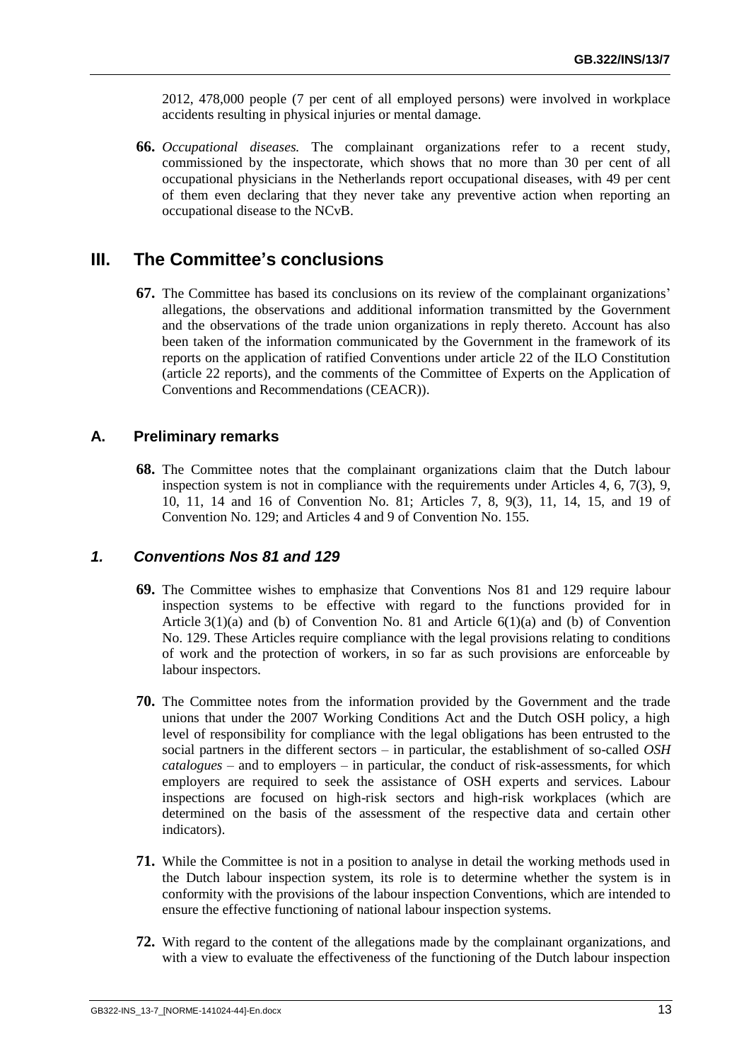2012, 478,000 people (7 per cent of all employed persons) were involved in workplace accidents resulting in physical injuries or mental damage.

**66.** *Occupational diseases.* The complainant organizations refer to a recent study, commissioned by the inspectorate, which shows that no more than 30 per cent of all occupational physicians in the Netherlands report occupational diseases, with 49 per cent of them even declaring that they never take any preventive action when reporting an occupational disease to the NCvB.

# III. The Committee's conclusions

**67.** The Committee has based its conclusions on its review of the complainant organizations' allegations, the observations and additional information transmitted by the Government and the observations of the trade union organizations in reply thereto. Account has also been taken of the information communicated by the Government in the framework of its reports on the application of ratified Conventions under article 22 of the ILO Constitution (article 22 reports), and the comments of the Committee of Experts on the Application of Conventions and Recommendations (CEACR)).

## A. Preliminary remarks

**68.** The Committee notes that the complainant organizations claim that the Dutch labour inspection system is not in compliance with the requirements under Articles 4, 6, 7(3), 9, 10, 11, 14 and 16 of Convention No. 81; Articles 7, 8, 9(3), 11, 14, 15, and 19 of Convention No. 129; and Articles 4 and 9 of Convention No. 155.

### *1. Conventions Nos 81 and 129*

**69.** The Committee wishes to emphasize that Conventions Nos 81 and 129 require labour inspection systems to be effective with regard to the functions provided for in Article 3(1)(a) and (b) of Convention No. 81 and Article 6(1)(a) and (b) of Convention No. 129. These Articles require compliance with the legal provisions relating to conditions of work and the protection of workers, in so far as such provisions are enforceable by labour inspectors.

**70.** The Committee notes from the information provided by the Government and the trade unions that under the 2007 Working Conditions Act and the Dutch OSH policy, a high level of responsibility for compliance with the legal obligations has been entrusted to the social partners in the different sectors – in particular, the establishment of so-called *OSH catalogues* – and to employers – in particular, the conduct of risk-assessments, for which employers are required to seek the assistance of OSH experts and services. Labour inspections are focused on high-risk sectors and high-risk workplaces (which are determined on the basis of the assessment of the respective data and certain other indicators).

**71.** While the Committee is not in a position to analyse in detail the working methods used in the Dutch labour inspection system, its role is to determine whether the system is in conformity with the provisions of the labour inspection Conventions, which are intended to ensure the effective functioning of national labour inspection systems.

**72.** With regard to the content of the allegations made by the complainant organizations, and with a view to evaluate the effectiveness of the functioning of the Dutch labour inspection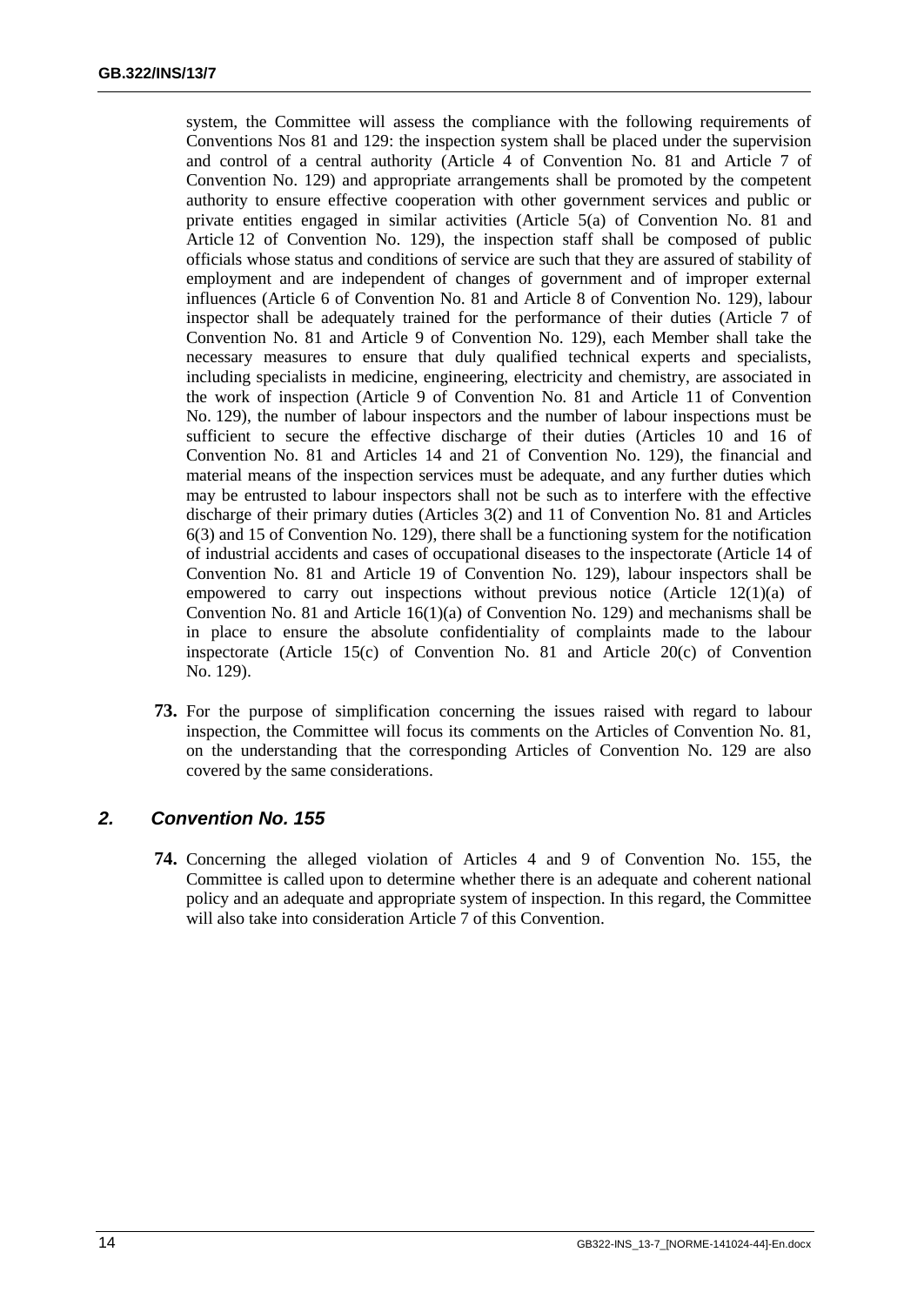system, the Committee will assess the compliance with the following requirements of Conventions Nos 81 and 129: the inspection system shall be placed under the supervision and control of a central authority (Article 4 of Convention No. 81 and Article 7 of Convention No. 129) and appropriate arrangements shall be promoted by the competent authority to ensure effective cooperation with other government services and public or private entities engaged in similar activities (Article 5(a) of Convention No. 81 and Article 12 of Convention No. 129), the inspection staff shall be composed of public officials whose status and conditions of service are such that they are assured of stability of employment and are independent of changes of government and of improper external influences (Article 6 of Convention No. 81 and Article 8 of Convention No. 129), labour inspector shall be adequately trained for the performance of their duties (Article 7 of Convention No. 81 and Article 9 of Convention No. 129), each Member shall take the necessary measures to ensure that duly qualified technical experts and specialists, including specialists in medicine, engineering, electricity and chemistry, are associated in the work of inspection (Article 9 of Convention No. 81 and Article 11 of Convention No. 129), the number of labour inspectors and the number of labour inspections must be sufficient to secure the effective discharge of their duties (Articles 10 and 16 of Convention No. 81 and Articles 14 and 21 of Convention No. 129), the financial and material means of the inspection services must be adequate, and any further duties which may be entrusted to labour inspectors shall not be such as to interfere with the effective discharge of their primary duties (Articles 3(2) and 11 of Convention No. 81 and Articles 6(3) and 15 of Convention No. 129), there shall be a functioning system for the notification of industrial accidents and cases of occupational diseases to the inspectorate (Article 14 of Convention No. 81 and Article 19 of Convention No. 129), labour inspectors shall be empowered to carry out inspections without previous notice (Article 12(1)(a) of Convention No. 81 and Article 16(1)(a) of Convention No. 129) and mechanisms shall be in place to ensure the absolute confidentiality of complaints made to the labour inspectorate (Article 15(c) of Convention No. 81 and Article 20(c) of Convention No. 129).

**73.** For the purpose of simplification concerning the issues raised with regard to labour inspection, the Committee will focus its comments on the Articles of Convention No. 81, on the understanding that the corresponding Articles of Convention No. 129 are also covered by the same considerations.

## *2. Convention No. 155*

**74.** Concerning the alleged violation of Articles 4 and 9 of Convention No. 155, the Committee is called upon to determine whether there is an adequate and coherent national policy and an adequate and appropriate system of inspection. In this regard, the Committee will also take into consideration Article 7 of this Convention.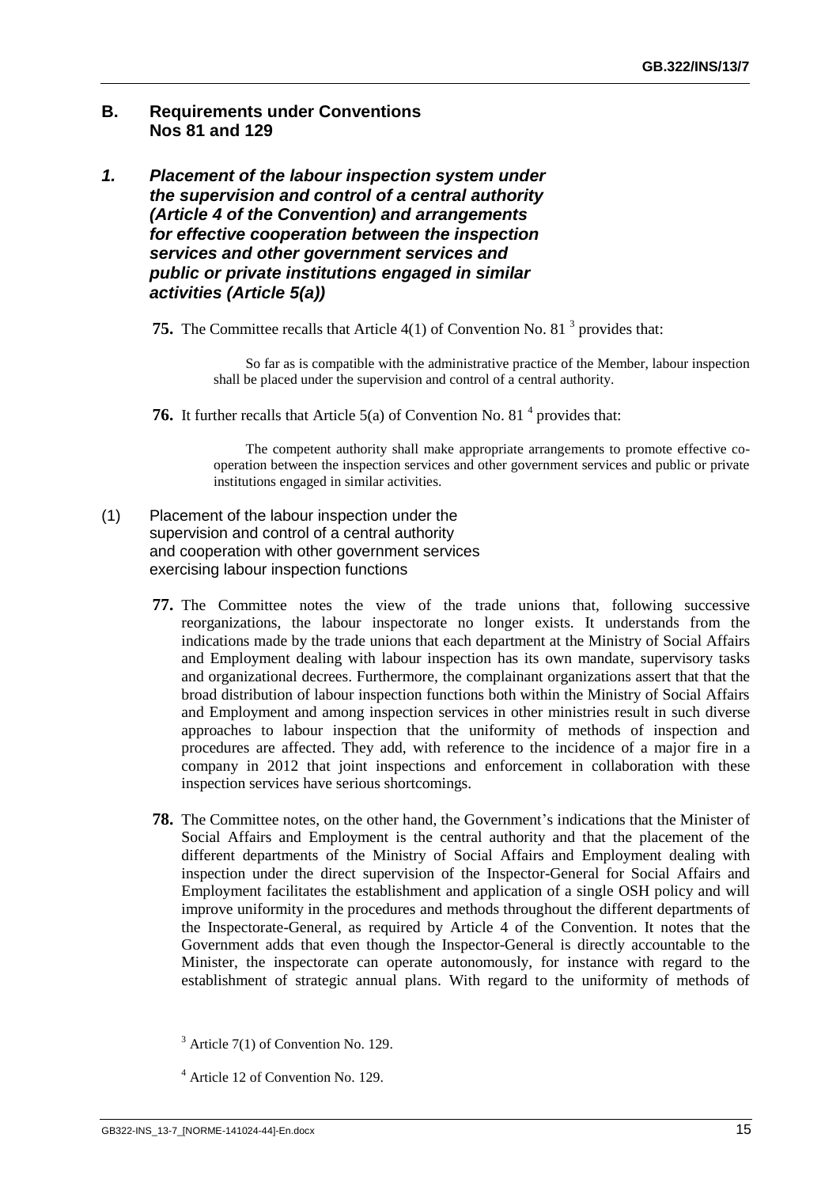## B. Requirements under Conventions Nos 81 and 129

### *1. Placement of the labour inspection system under the supervision and control of a central authority (Article 4 of the Convention) and arrangements for effective cooperation between the inspection services and other government services and public or private institutions engaged in similar activities (Article 5(a))*

**75.** The Committee recalls that Article 4(1) of Convention No. 81 [3] provides that:

> So far as is compatible with the administrative practice of the Member, labour inspection shall be placed under the supervision and control of a central authority.

**76.** It further recalls that Article 5(a) of Convention No. 81 [4] provides that:

> The competent authority shall make appropriate arrangements to promote effective co-operation between the inspection services and other government services and public or private institutions engaged in similar activities.

#### (1) Placement of the labour inspection under the supervision and control of a central authority and cooperation with other government services exercising labour inspection functions

**77.** The Committee notes the view of the trade unions that, following successive reorganizations, the labour inspectorate no longer exists. It understands from the indications made by the trade unions that each department at the Ministry of Social Affairs and Employment dealing with labour inspection has its own mandate, supervisory tasks and organizational decrees. Furthermore, the complainant organizations assert that that the broad distribution of labour inspection functions both within the Ministry of Social Affairs and Employment and among inspection services in other ministries result in such diverse approaches to labour inspection that the uniformity of methods of inspection and procedures are affected. They add, with reference to the incidence of a major fire in a company in 2012 that joint inspections and enforcement in collaboration with these inspection services have serious shortcomings.

**78.** The Committee notes, on the other hand, the Government's indications that the Minister of Social Affairs and Employment is the central authority and that the placement of the different departments of the Ministry of Social Affairs and Employment dealing with inspection under the direct supervision of the Inspector-General for Social Affairs and Employment facilitates the establishment and application of a single OSH policy and will improve uniformity in the procedures and methods throughout the different departments of the Inspectorate-General, as required by Article 4 of the Convention. It notes that the Government adds that even though the Inspector-General is directly accountable to the Minister, the inspectorate can operate autonomously, for instance with regard to the establishment of strategic annual plans. With regard to the uniformity of methods of

[3] Article 7(1) of Convention No. 129.

[4] Article 12 of Convention No. 129.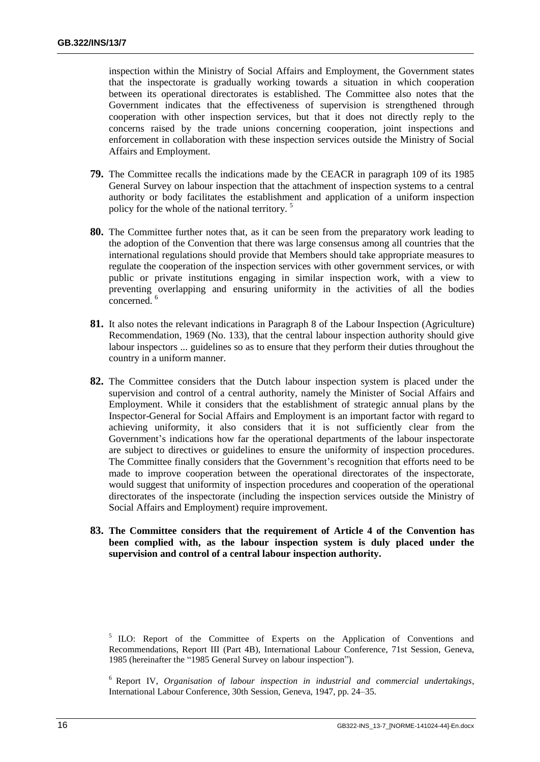inspection within the Ministry of Social Affairs and Employment, the Government states that the inspectorate is gradually working towards a situation in which cooperation between its operational directorates is established. The Committee also notes that the Government indicates that the effectiveness of supervision is strengthened through cooperation with other inspection services, but that it does not directly reply to the concerns raised by the trade unions concerning cooperation, joint inspections and enforcement in collaboration with these inspection services outside the Ministry of Social Affairs and Employment.

**79.** The Committee recalls the indications made by the CEACR in paragraph 109 of its 1985 General Survey on labour inspection that the attachment of inspection systems to a central authority or body facilitates the establishment and application of a uniform inspection policy for the whole of the national territory. [5]

**80.** The Committee further notes that, as it can be seen from the preparatory work leading to the adoption of the Convention that there was large consensus among all countries that the international regulations should provide that Members should take appropriate measures to regulate the cooperation of the inspection services with other government services, or with public or private institutions engaging in similar inspection work, with a view to preventing overlapping and ensuring uniformity in the activities of all the bodies concerned. [6]

**81.** It also notes the relevant indications in Paragraph 8 of the Labour Inspection (Agriculture) Recommendation, 1969 (No. 133), that the central labour inspection authority should give labour inspectors ... guidelines so as to ensure that they perform their duties throughout the country in a uniform manner.

**82.** The Committee considers that the Dutch labour inspection system is placed under the supervision and control of a central authority, namely the Minister of Social Affairs and Employment. While it considers that the establishment of strategic annual plans by the Inspector-General for Social Affairs and Employment is an important factor with regard to achieving uniformity, it also considers that it is not sufficiently clear from the Government's indications how far the operational departments of the labour inspectorate are subject to directives or guidelines to ensure the uniformity of inspection procedures. The Committee finally considers that the Government's recognition that efforts need to be made to improve cooperation between the operational directorates of the inspectorate, would suggest that uniformity of inspection procedures and cooperation of the operational directorates of the inspectorate (including the inspection services outside the Ministry of Social Affairs and Employment) require improvement.

**83. The Committee considers that the requirement of Article 4 of the Convention has been complied with, as the labour inspection system is duly placed under the supervision and control of a central labour inspection authority.**

[5] ILO: Report of the Committee of Experts on the Application of Conventions and Recommendations, Report III (Part 4B), International Labour Conference, 71st Session, Geneva, 1985 (hereinafter the "1985 General Survey on labour inspection").

[6] Report IV, *Organisation of labour inspection in industrial and commercial undertakings*, International Labour Conference, 30th Session, Geneva, 1947, pp. 24–35.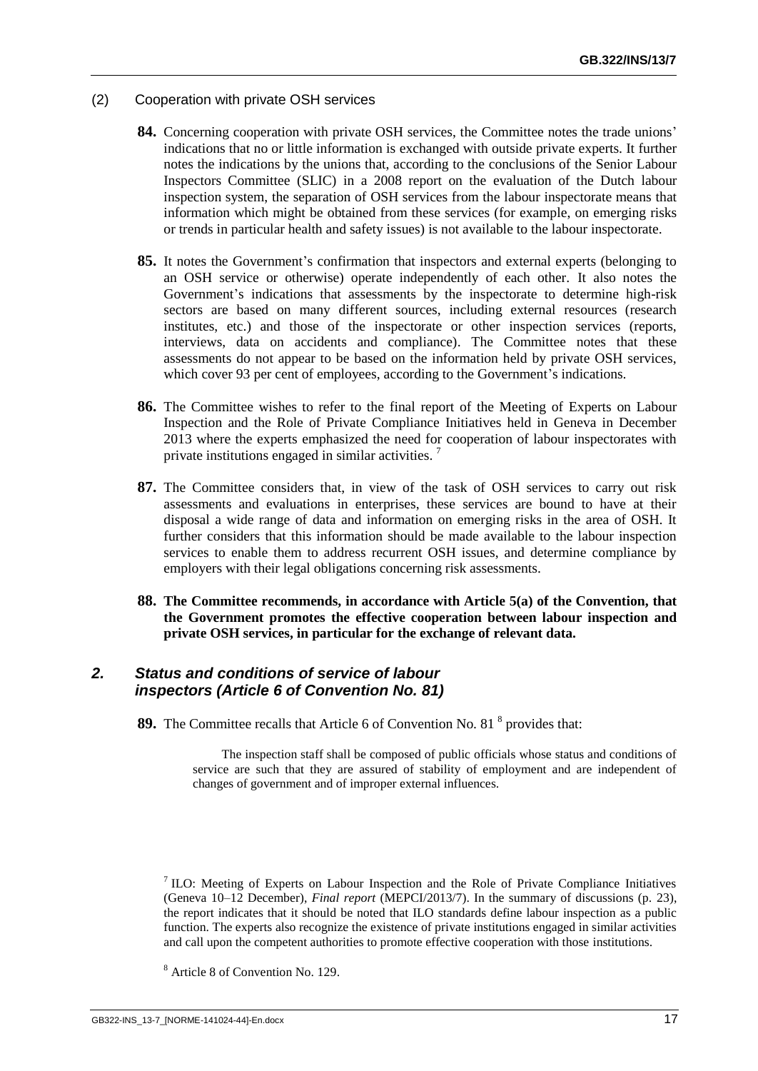(2) Cooperation with private OSH services

**84.** Concerning cooperation with private OSH services, the Committee notes the trade unions' indications that no or little information is exchanged with outside private experts. It further notes the indications by the unions that, according to the conclusions of the Senior Labour Inspectors Committee (SLIC) in a 2008 report on the evaluation of the Dutch labour inspection system, the separation of OSH services from the labour inspectorate means that information which might be obtained from these services (for example, on emerging risks or trends in particular health and safety issues) is not available to the labour inspectorate.

**85.** It notes the Government's confirmation that inspectors and external experts (belonging to an OSH service or otherwise) operate independently of each other. It also notes the Government's indications that assessments by the inspectorate to determine high-risk sectors are based on many different sources, including external resources (research institutes, etc.) and those of the inspectorate or other inspection services (reports, interviews, data on accidents and compliance). The Committee notes that these assessments do not appear to be based on the information held by private OSH services, which cover 93 per cent of employees, according to the Government's indications.

**86.** The Committee wishes to refer to the final report of the Meeting of Experts on Labour Inspection and the Role of Private Compliance Initiatives held in Geneva in December 2013 where the experts emphasized the need for cooperation of labour inspectorates with private institutions engaged in similar activities. [7]

**87.** The Committee considers that, in view of the task of OSH services to carry out risk assessments and evaluations in enterprises, these services are bound to have at their disposal a wide range of data and information on emerging risks in the area of OSH. It further considers that this information should be made available to the labour inspection services to enable them to address recurrent OSH issues, and determine compliance by employers with their legal obligations concerning risk assessments.

**88. The Committee recommends, in accordance with Article 5(a) of the Convention, that the Government promotes the effective cooperation between labour inspection and private OSH services, in particular for the exchange of relevant data.**

## *2. Status and conditions of service of labour inspectors (Article 6 of Convention No. 81)*

**89.** The Committee recalls that Article 6 of Convention No. 81 [8] provides that:

> The inspection staff shall be composed of public officials whose status and conditions of service are such that they are assured of stability of employment and are independent of changes of government and of improper external influences.

[7] ILO: Meeting of Experts on Labour Inspection and the Role of Private Compliance Initiatives (Geneva 10–12 December), *Final report* (MEPCI/2013/7). In the summary of discussions (p. 23), the report indicates that it should be noted that ILO standards define labour inspection as a public function. The experts also recognize the existence of private institutions engaged in similar activities and call upon the competent authorities to promote effective cooperation with those institutions.

[8] Article 8 of Convention No. 129.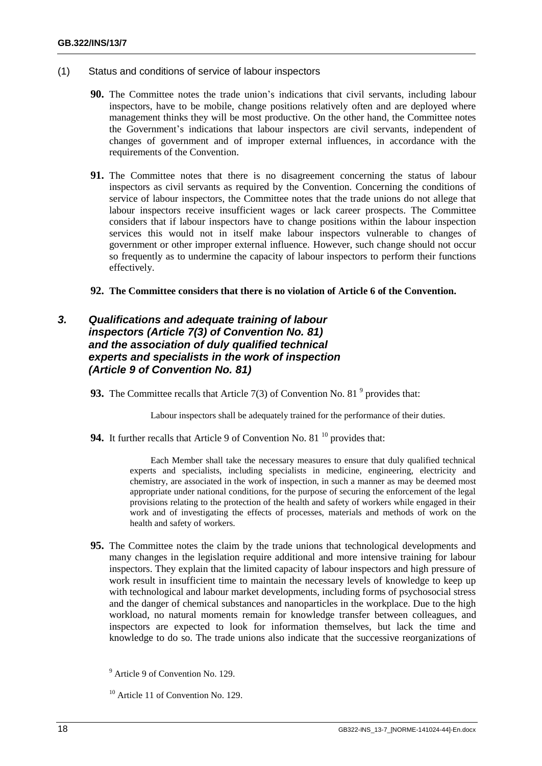(1) Status and conditions of service of labour inspectors

**90.** The Committee notes the trade union's indications that civil servants, including labour inspectors, have to be mobile, change positions relatively often and are deployed where management thinks they will be most productive. On the other hand, the Committee notes the Government's indications that labour inspectors are civil servants, independent of changes of government and of improper external influences, in accordance with the requirements of the Convention.

**91.** The Committee notes that there is no disagreement concerning the status of labour inspectors as civil servants as required by the Convention. Concerning the conditions of service of labour inspectors, the Committee notes that the trade unions do not allege that labour inspectors receive insufficient wages or lack career prospects. The Committee considers that if labour inspectors have to change positions within the labour inspection services this would not in itself make labour inspectors vulnerable to changes of government or other improper external influence. However, such change should not occur so frequently as to undermine the capacity of labour inspectors to perform their functions effectively.

**92. The Committee considers that there is no violation of Article 6 of the Convention.**

### *3. Qualifications and adequate training of labour inspectors (Article 7(3) of Convention No. 81) and the association of duly qualified technical experts and specialists in the work of inspection (Article 9 of Convention No. 81)*

**93.** The Committee recalls that Article 7(3) of Convention No. 81 [9] provides that:

> Labour inspectors shall be adequately trained for the performance of their duties.

**94.** It further recalls that Article 9 of Convention No. 81 [10] provides that:

> Each Member shall take the necessary measures to ensure that duly qualified technical experts and specialists, including specialists in medicine, engineering, electricity and chemistry, are associated in the work of inspection, in such a manner as may be deemed most appropriate under national conditions, for the purpose of securing the enforcement of the legal provisions relating to the protection of the health and safety of workers while engaged in their work and of investigating the effects of processes, materials and methods of work on the health and safety of workers.

**95.** The Committee notes the claim by the trade unions that technological developments and many changes in the legislation require additional and more intensive training for labour inspectors. They explain that the limited capacity of labour inspectors and high pressure of work result in insufficient time to maintain the necessary levels of knowledge to keep up with technological and labour market developments, including forms of psychosocial stress and the danger of chemical substances and nanoparticles in the workplace. Due to the high workload, no natural moments remain for knowledge transfer between colleagues, and inspectors are expected to look for information themselves, but lack the time and knowledge to do so. The trade unions also indicate that the successive reorganizations of

[9] Article 9 of Convention No. 129.

[10] Article 11 of Convention No. 129.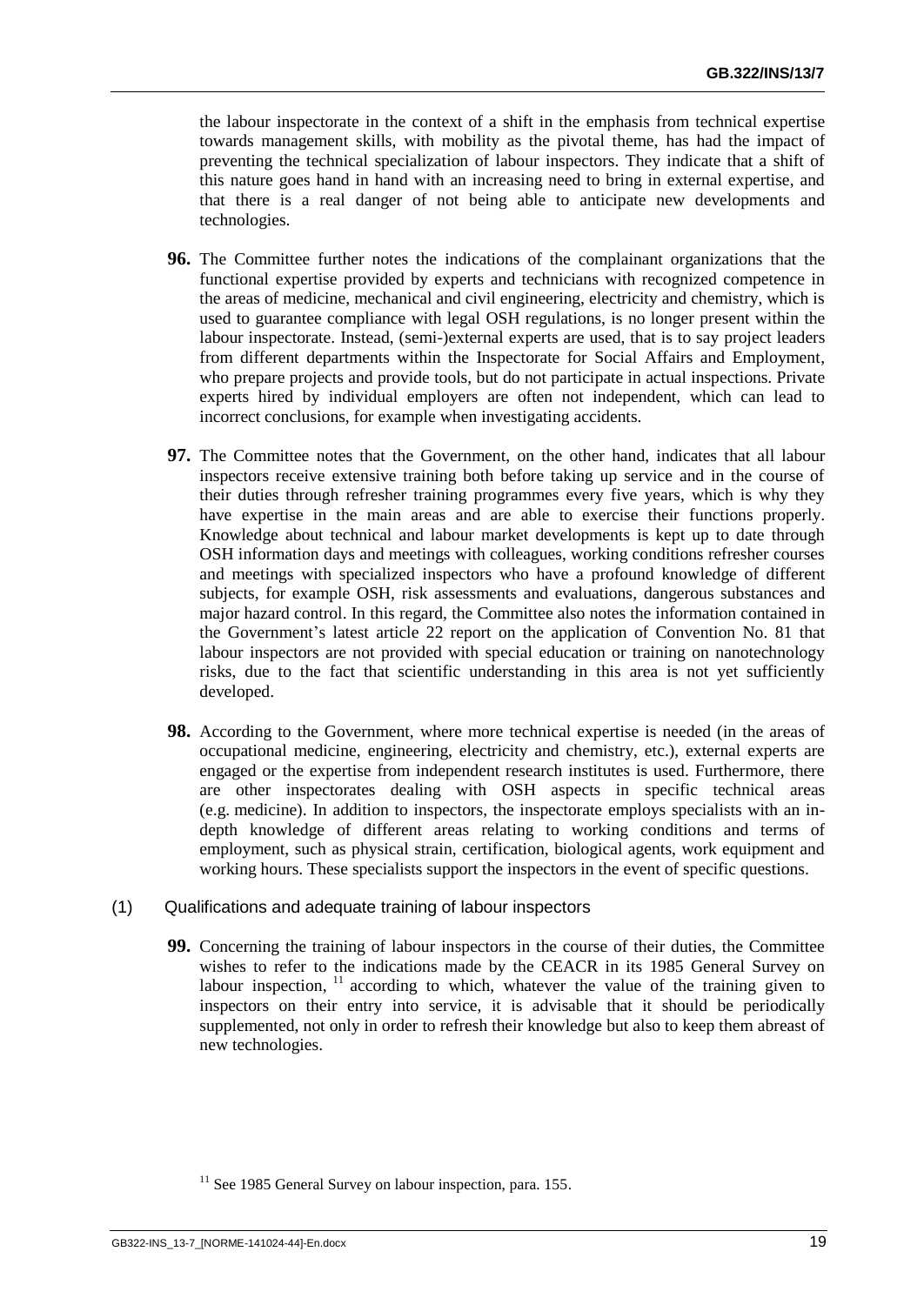the labour inspectorate in the context of a shift in the emphasis from technical expertise towards management skills, with mobility as the pivotal theme, has had the impact of preventing the technical specialization of labour inspectors. They indicate that a shift of this nature goes hand in hand with an increasing need to bring in external expertise, and that there is a real danger of not being able to anticipate new developments and technologies.

**96.** The Committee further notes the indications of the complainant organizations that the functional expertise provided by experts and technicians with recognized competence in the areas of medicine, mechanical and civil engineering, electricity and chemistry, which is used to guarantee compliance with legal OSH regulations, is no longer present within the labour inspectorate. Instead, (semi-)external experts are used, that is to say project leaders from different departments within the Inspectorate for Social Affairs and Employment, who prepare projects and provide tools, but do not participate in actual inspections. Private experts hired by individual employers are often not independent, which can lead to incorrect conclusions, for example when investigating accidents.

**97.** The Committee notes that the Government, on the other hand, indicates that all labour inspectors receive extensive training both before taking up service and in the course of their duties through refresher training programmes every five years, which is why they have expertise in the main areas and are able to exercise their functions properly. Knowledge about technical and labour market developments is kept up to date through OSH information days and meetings with colleagues, working conditions refresher courses and meetings with specialized inspectors who have a profound knowledge of different subjects, for example OSH, risk assessments and evaluations, dangerous substances and major hazard control. In this regard, the Committee also notes the information contained in the Government's latest article 22 report on the application of Convention No. 81 that labour inspectors are not provided with special education or training on nanotechnology risks, due to the fact that scientific understanding in this area is not yet sufficiently developed.

**98.** According to the Government, where more technical expertise is needed (in the areas of occupational medicine, engineering, electricity and chemistry, etc.), external experts are engaged or the expertise from independent research institutes is used. Furthermore, there are other inspectorates dealing with OSH aspects in specific technical areas (e.g. medicine). In addition to inspectors, the inspectorate employs specialists with an in-depth knowledge of different areas relating to working conditions and terms of employment, such as physical strain, certification, biological agents, work equipment and working hours. These specialists support the inspectors in the event of specific questions.

(1) Qualifications and adequate training of labour inspectors

**99.** Concerning the training of labour inspectors in the course of their duties, the Committee wishes to refer to the indications made by the CEACR in its 1985 General Survey on labour inspection, [11] according to which, whatever the value of the training given to inspectors on their entry into service, it is advisable that it should be periodically supplemented, not only in order to refresh their knowledge but also to keep them abreast of new technologies.

[11] See 1985 General Survey on labour inspection, para. 155.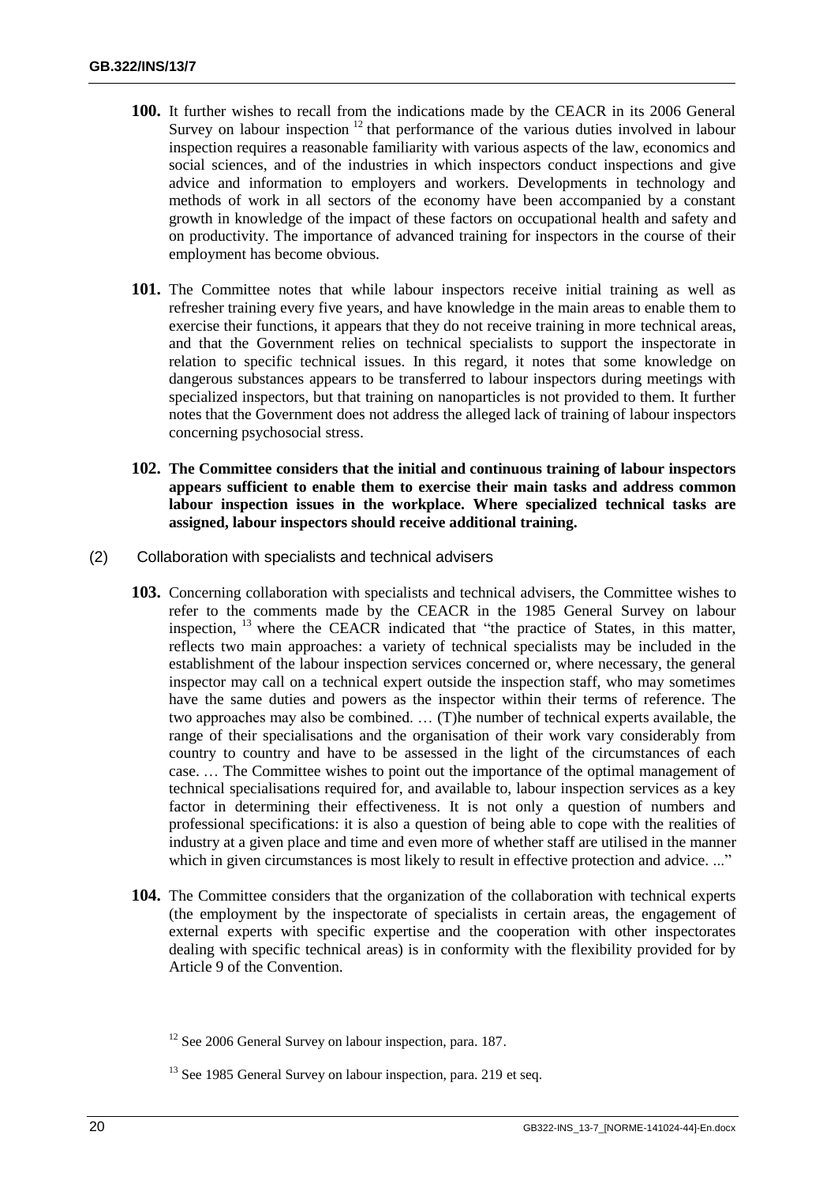**100.** It further wishes to recall from the indications made by the CEACR in its 2006 General Survey on labour inspection [12] that performance of the various duties involved in labour inspection requires a reasonable familiarity with various aspects of the law, economics and social sciences, and of the industries in which inspectors conduct inspections and give advice and information to employers and workers. Developments in technology and methods of work in all sectors of the economy have been accompanied by a constant growth in knowledge of the impact of these factors on occupational health and safety and on productivity. The importance of advanced training for inspectors in the course of their employment has become obvious.

**101.** The Committee notes that while labour inspectors receive initial training as well as refresher training every five years, and have knowledge in the main areas to enable them to exercise their functions, it appears that they do not receive training in more technical areas, and that the Government relies on technical specialists to support the inspectorate in relation to specific technical issues. In this regard, it notes that some knowledge on dangerous substances appears to be transferred to labour inspectors during meetings with specialized inspectors, but that training on nanoparticles is not provided to them. It further notes that the Government does not address the alleged lack of training of labour inspectors concerning psychosocial stress.

**102. The Committee considers that the initial and continuous training of labour inspectors appears sufficient to enable them to exercise their main tasks and address common labour inspection issues in the workplace. Where specialized technical tasks are assigned, labour inspectors should receive additional training.**

(2) Collaboration with specialists and technical advisers

**103.** Concerning collaboration with specialists and technical advisers, the Committee wishes to refer to the comments made by the CEACR in the 1985 General Survey on labour inspection, [13] where the CEACR indicated that "the practice of States, in this matter, reflects two main approaches: a variety of technical specialists may be included in the establishment of the labour inspection services concerned or, where necessary, the general inspector may call on a technical expert outside the inspection staff, who may sometimes have the same duties and powers as the inspector within their terms of reference. The two approaches may also be combined. … (T)he number of technical experts available, the range of their specialisations and the organisation of their work vary considerably from country to country and have to be assessed in the light of the circumstances of each case. … The Committee wishes to point out the importance of the optimal management of technical specialisations required for, and available to, labour inspection services as a key factor in determining their effectiveness. It is not only a question of numbers and professional specifications: it is also a question of being able to cope with the realities of industry at a given place and time and even more of whether staff are utilised in the manner which in given circumstances is most likely to result in effective protection and advice. ..."

**104.** The Committee considers that the organization of the collaboration with technical experts (the employment by the inspectorate of specialists in certain areas, the engagement of external experts with specific expertise and the cooperation with other inspectorates dealing with specific technical areas) is in conformity with the flexibility provided for by Article 9 of the Convention.

[12] See 2006 General Survey on labour inspection, para. 187.

[13] See 1985 General Survey on labour inspection, para. 219 et seq.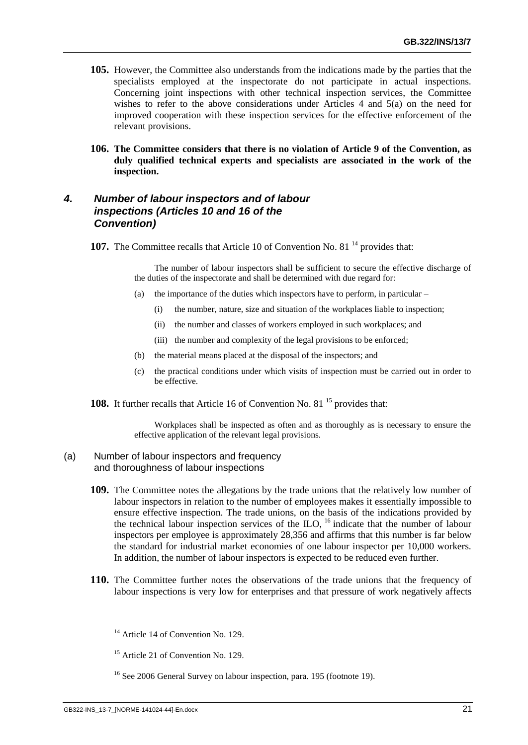**105.** However, the Committee also understands from the indications made by the parties that the specialists employed at the inspectorate do not participate in actual inspections. Concerning joint inspections with other technical inspection services, the Committee wishes to refer to the above considerations under Articles 4 and 5(a) on the need for improved cooperation with these inspection services for the effective enforcement of the relevant provisions.

**106. The Committee considers that there is no violation of Article 9 of the Convention, as duly qualified technical experts and specialists are associated in the work of the inspection.**

## *4. Number of labour inspectors and of labour inspections (Articles 10 and 16 of the Convention)*

**107.** The Committee recalls that Article 10 of Convention No. 81 [14] provides that:

> The number of labour inspectors shall be sufficient to secure the effective discharge of the duties of the inspectorate and shall be determined with due regard for:
>
> (a) the importance of the duties which inspectors have to perform, in particular –
>
> (i) the number, nature, size and situation of the workplaces liable to inspection;
>
> (ii) the number and classes of workers employed in such workplaces; and
>
> (iii) the number and complexity of the legal provisions to be enforced;
>
> (b) the material means placed at the disposal of the inspectors; and
>
> (c) the practical conditions under which visits of inspection must be carried out in order to be effective.

**108.** It further recalls that Article 16 of Convention No. 81 [15] provides that:

> Workplaces shall be inspected as often and as thoroughly as is necessary to ensure the effective application of the relevant legal provisions.

### (a) Number of labour inspectors and frequency and thoroughness of labour inspections

**109.** The Committee notes the allegations by the trade unions that the relatively low number of labour inspectors in relation to the number of employees makes it essentially impossible to ensure effective inspection. The trade unions, on the basis of the indications provided by the technical labour inspection services of the ILO, [16] indicate that the number of labour inspectors per employee is approximately 28,356 and affirms that this number is far below the standard for industrial market economies of one labour inspector per 10,000 workers. In addition, the number of labour inspectors is expected to be reduced even further.

**110.** The Committee further notes the observations of the trade unions that the frequency of labour inspections is very low for enterprises and that pressure of work negatively affects

---

[14] Article 14 of Convention No. 129.

[15] Article 21 of Convention No. 129.

[16] See 2006 General Survey on labour inspection, para. 195 (footnote 19).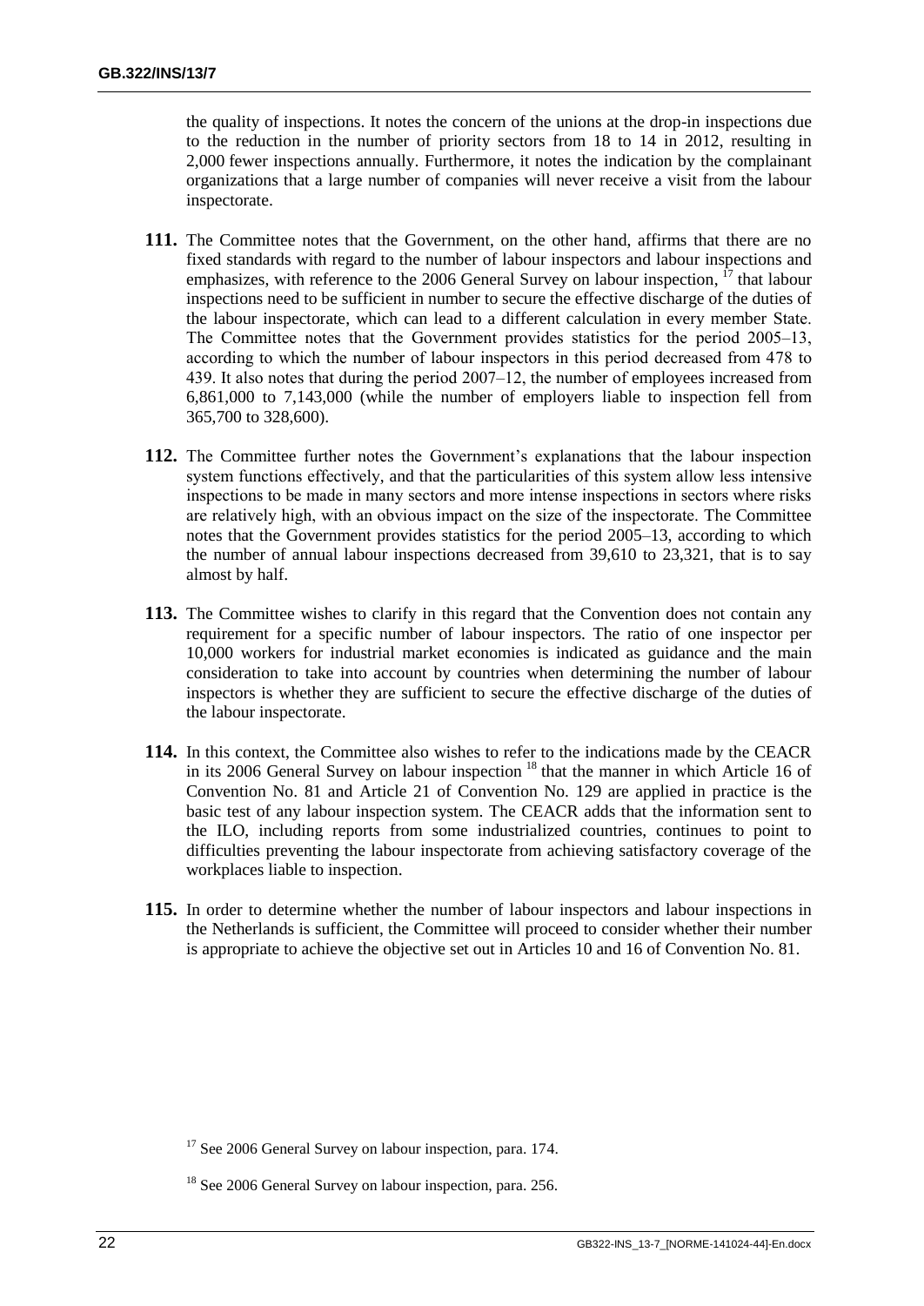the quality of inspections. It notes the concern of the unions at the drop-in inspections due to the reduction in the number of priority sectors from 18 to 14 in 2012, resulting in 2,000 fewer inspections annually. Furthermore, it notes the indication by the complainant organizations that a large number of companies will never receive a visit from the labour inspectorate.

**111.** The Committee notes that the Government, on the other hand, affirms that there are no fixed standards with regard to the number of labour inspectors and labour inspections and emphasizes, with reference to the 2006 General Survey on labour inspection, [17] that labour inspections need to be sufficient in number to secure the effective discharge of the duties of the labour inspectorate, which can lead to a different calculation in every member State. The Committee notes that the Government provides statistics for the period 2005–13, according to which the number of labour inspectors in this period decreased from 478 to 439. It also notes that during the period 2007–12, the number of employees increased from 6,861,000 to 7,143,000 (while the number of employers liable to inspection fell from 365,700 to 328,600).

**112.** The Committee further notes the Government's explanations that the labour inspection system functions effectively, and that the particularities of this system allow less intensive inspections to be made in many sectors and more intense inspections in sectors where risks are relatively high, with an obvious impact on the size of the inspectorate. The Committee notes that the Government provides statistics for the period 2005–13, according to which the number of annual labour inspections decreased from 39,610 to 23,321, that is to say almost by half.

**113.** The Committee wishes to clarify in this regard that the Convention does not contain any requirement for a specific number of labour inspectors. The ratio of one inspector per 10,000 workers for industrial market economies is indicated as guidance and the main consideration to take into account by countries when determining the number of labour inspectors is whether they are sufficient to secure the effective discharge of the duties of the labour inspectorate.

**114.** In this context, the Committee also wishes to refer to the indications made by the CEACR in its 2006 General Survey on labour inspection [18] that the manner in which Article 16 of Convention No. 81 and Article 21 of Convention No. 129 are applied in practice is the basic test of any labour inspection system. The CEACR adds that the information sent to the ILO, including reports from some industrialized countries, continues to point to difficulties preventing the labour inspectorate from achieving satisfactory coverage of the workplaces liable to inspection.

**115.** In order to determine whether the number of labour inspectors and labour inspections in the Netherlands is sufficient, the Committee will proceed to consider whether their number is appropriate to achieve the objective set out in Articles 10 and 16 of Convention No. 81.

[17] See 2006 General Survey on labour inspection, para. 174.

[18] See 2006 General Survey on labour inspection, para. 256.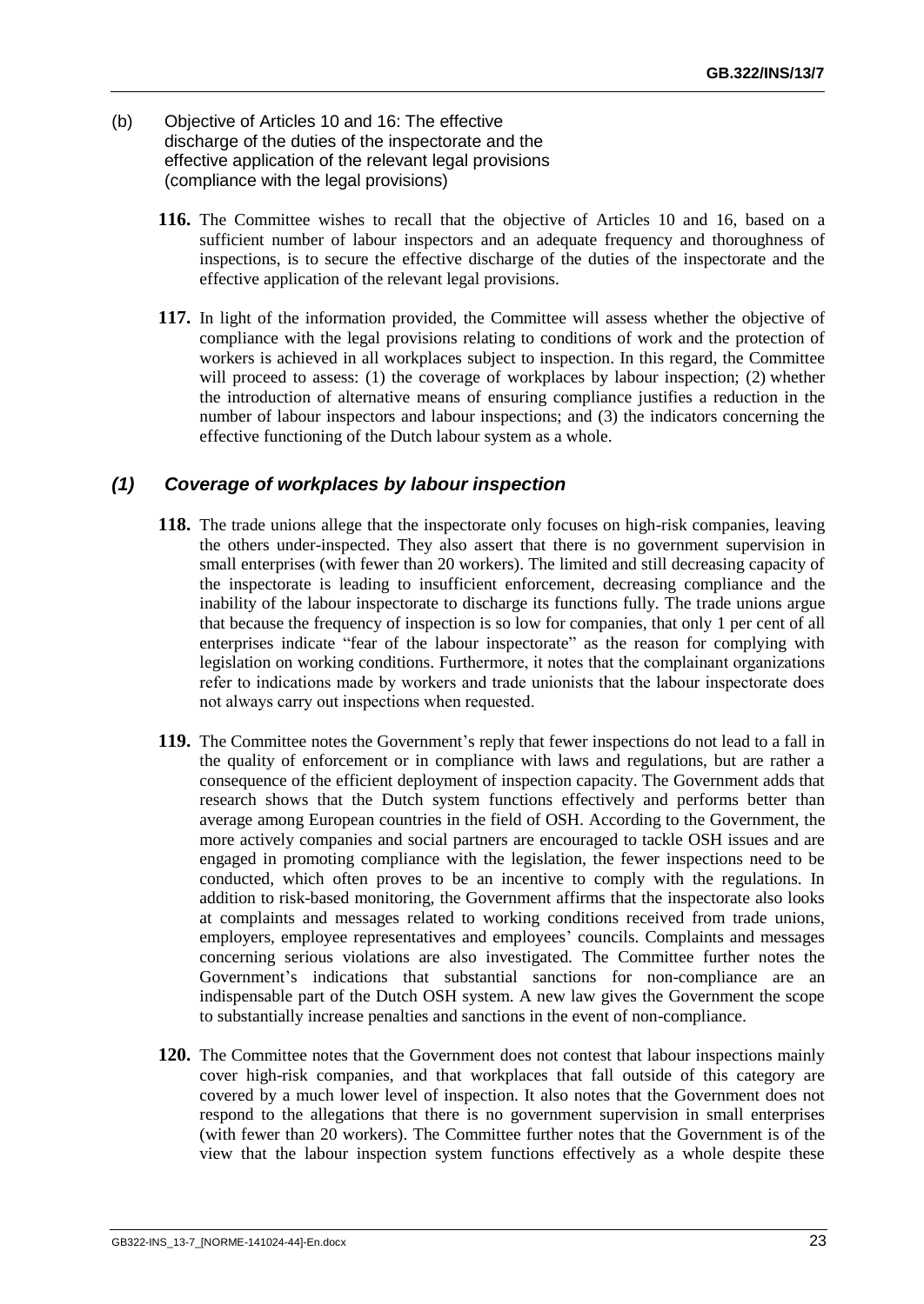(b) Objective of Articles 10 and 16: The effective discharge of the duties of the inspectorate and the effective application of the relevant legal provisions (compliance with the legal provisions)

**116.** The Committee wishes to recall that the objective of Articles 10 and 16, based on a sufficient number of labour inspectors and an adequate frequency and thoroughness of inspections, is to secure the effective discharge of the duties of the inspectorate and the effective application of the relevant legal provisions.

**117.** In light of the information provided, the Committee will assess whether the objective of compliance with the legal provisions relating to conditions of work and the protection of workers is achieved in all workplaces subject to inspection. In this regard, the Committee will proceed to assess: (1) the coverage of workplaces by labour inspection; (2) whether the introduction of alternative means of ensuring compliance justifies a reduction in the number of labour inspectors and labour inspections; and (3) the indicators concerning the effective functioning of the Dutch labour system as a whole.

### *(1) Coverage of workplaces by labour inspection*

**118.** The trade unions allege that the inspectorate only focuses on high-risk companies, leaving the others under-inspected. They also assert that there is no government supervision in small enterprises (with fewer than 20 workers). The limited and still decreasing capacity of the inspectorate is leading to insufficient enforcement, decreasing compliance and the inability of the labour inspectorate to discharge its functions fully. The trade unions argue that because the frequency of inspection is so low for companies, that only 1 per cent of all enterprises indicate "fear of the labour inspectorate" as the reason for complying with legislation on working conditions. Furthermore, it notes that the complainant organizations refer to indications made by workers and trade unionists that the labour inspectorate does not always carry out inspections when requested.

**119.** The Committee notes the Government's reply that fewer inspections do not lead to a fall in the quality of enforcement or in compliance with laws and regulations, but are rather a consequence of the efficient deployment of inspection capacity. The Government adds that research shows that the Dutch system functions effectively and performs better than average among European countries in the field of OSH. According to the Government, the more actively companies and social partners are encouraged to tackle OSH issues and are engaged in promoting compliance with the legislation, the fewer inspections need to be conducted, which often proves to be an incentive to comply with the regulations. In addition to risk-based monitoring, the Government affirms that the inspectorate also looks at complaints and messages related to working conditions received from trade unions, employers, employee representatives and employees' councils. Complaints and messages concerning serious violations are also investigated. The Committee further notes the Government's indications that substantial sanctions for non-compliance are an indispensable part of the Dutch OSH system. A new law gives the Government the scope to substantially increase penalties and sanctions in the event of non-compliance.

**120.** The Committee notes that the Government does not contest that labour inspections mainly cover high-risk companies, and that workplaces that fall outside of this category are covered by a much lower level of inspection. It also notes that the Government does not respond to the allegations that there is no government supervision in small enterprises (with fewer than 20 workers). The Committee further notes that the Government is of the view that the labour inspection system functions effectively as a whole despite these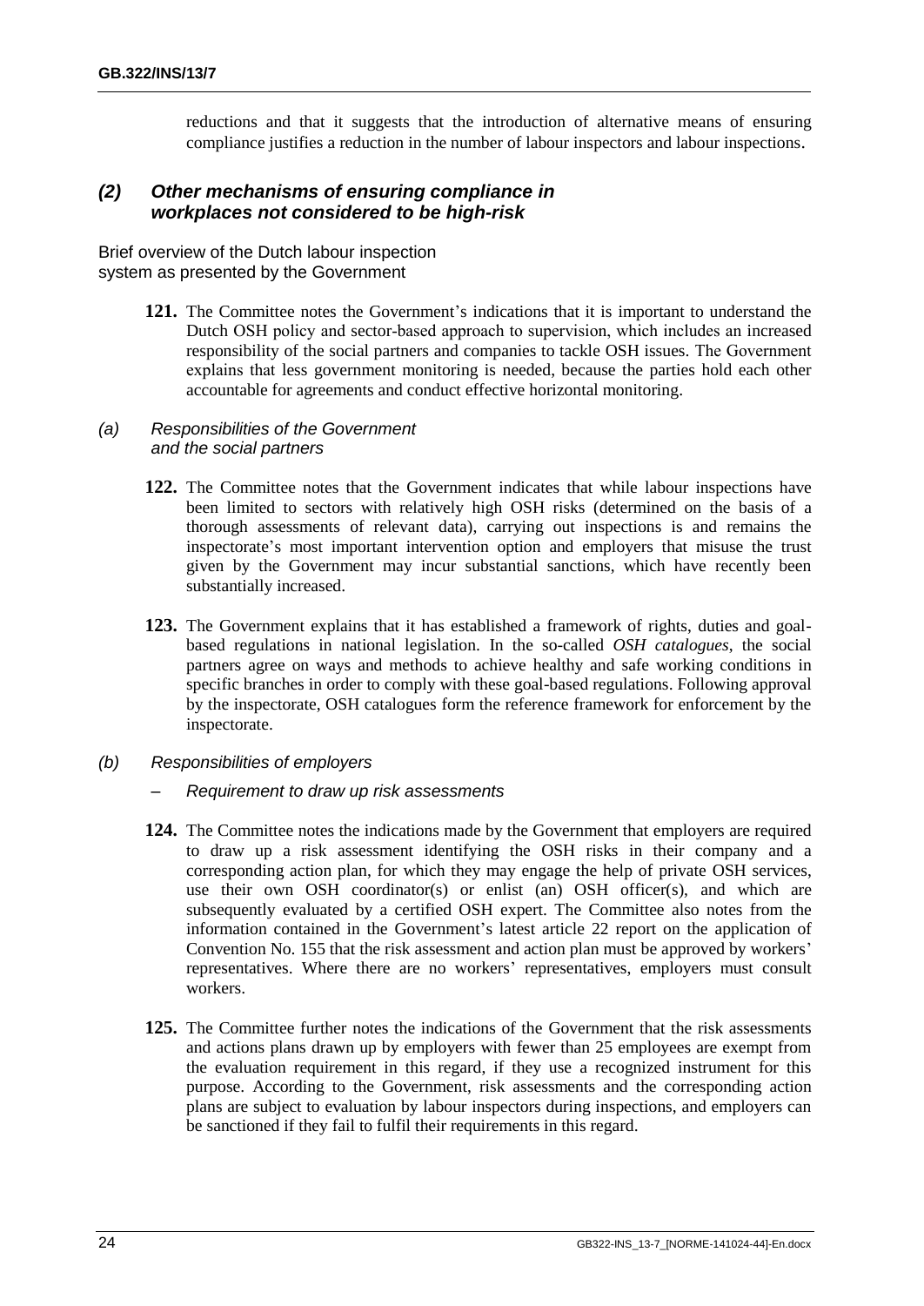reductions and that it suggests that the introduction of alternative means of ensuring compliance justifies a reduction in the number of labour inspectors and labour inspections.

### *(2) Other mechanisms of ensuring compliance in workplaces not considered to be high-risk*

Brief overview of the Dutch labour inspection system as presented by the Government

**121.** The Committee notes the Government's indications that it is important to understand the Dutch OSH policy and sector-based approach to supervision, which includes an increased responsibility of the social partners and companies to tackle OSH issues. The Government explains that less government monitoring is needed, because the parties hold each other accountable for agreements and conduct effective horizontal monitoring.

*(a) Responsibilities of the Government and the social partners*

**122.** The Committee notes that the Government indicates that while labour inspections have been limited to sectors with relatively high OSH risks (determined on the basis of a thorough assessments of relevant data), carrying out inspections is and remains the inspectorate's most important intervention option and employers that misuse the trust given by the Government may incur substantial sanctions, which have recently been substantially increased.

**123.** The Government explains that it has established a framework of rights, duties and goal-based regulations in national legislation. In the so-called *OSH catalogues*, the social partners agree on ways and methods to achieve healthy and safe working conditions in specific branches in order to comply with these goal-based regulations. Following approval by the inspectorate, OSH catalogues form the reference framework for enforcement by the inspectorate.

*(b) Responsibilities of employers*

– *Requirement to draw up risk assessments*

**124.** The Committee notes the indications made by the Government that employers are required to draw up a risk assessment identifying the OSH risks in their company and a corresponding action plan, for which they may engage the help of private OSH services, use their own OSH coordinator(s) or enlist (an) OSH officer(s), and which are subsequently evaluated by a certified OSH expert. The Committee also notes from the information contained in the Government's latest article 22 report on the application of Convention No. 155 that the risk assessment and action plan must be approved by workers' representatives. Where there are no workers' representatives, employers must consult workers.

**125.** The Committee further notes the indications of the Government that the risk assessments and actions plans drawn up by employers with fewer than 25 employees are exempt from the evaluation requirement in this regard, if they use a recognized instrument for this purpose. According to the Government, risk assessments and the corresponding action plans are subject to evaluation by labour inspectors during inspections, and employers can be sanctioned if they fail to fulfil their requirements in this regard.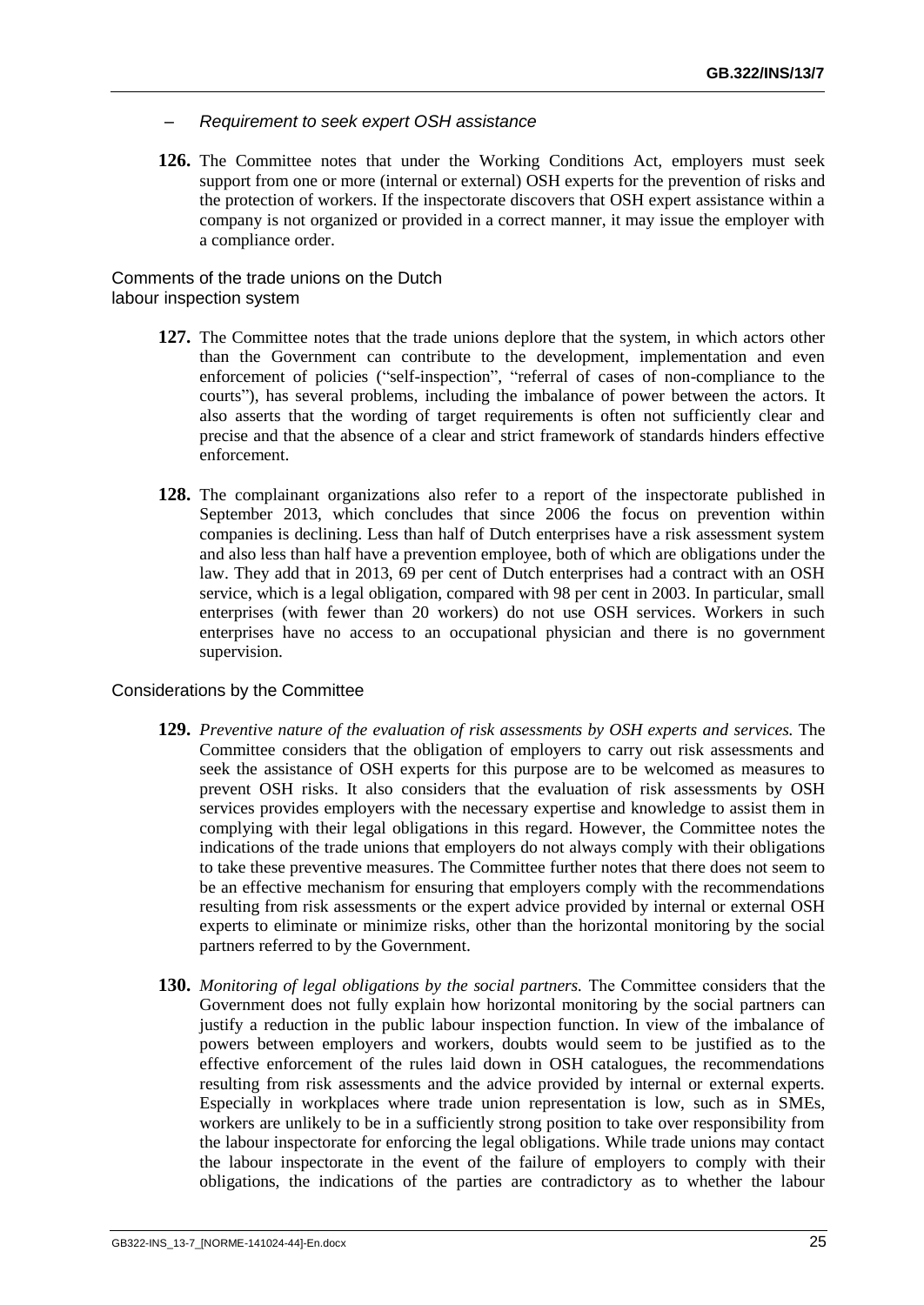– *Requirement to seek expert OSH assistance*

**126.** The Committee notes that under the Working Conditions Act, employers must seek support from one or more (internal or external) OSH experts for the prevention of risks and the protection of workers. If the inspectorate discovers that OSH expert assistance within a company is not organized or provided in a correct manner, it may issue the employer with a compliance order.

Comments of the trade unions on the Dutch labour inspection system

**127.** The Committee notes that the trade unions deplore that the system, in which actors other than the Government can contribute to the development, implementation and even enforcement of policies ("self-inspection", "referral of cases of non-compliance to the courts"), has several problems, including the imbalance of power between the actors. It also asserts that the wording of target requirements is often not sufficiently clear and precise and that the absence of a clear and strict framework of standards hinders effective enforcement.

**128.** The complainant organizations also refer to a report of the inspectorate published in September 2013, which concludes that since 2006 the focus on prevention within companies is declining. Less than half of Dutch enterprises have a risk assessment system and also less than half have a prevention employee, both of which are obligations under the law. They add that in 2013, 69 per cent of Dutch enterprises had a contract with an OSH service, which is a legal obligation, compared with 98 per cent in 2003. In particular, small enterprises (with fewer than 20 workers) do not use OSH services. Workers in such enterprises have no access to an occupational physician and there is no government supervision.

Considerations by the Committee

**129.** *Preventive nature of the evaluation of risk assessments by OSH experts and services.* The Committee considers that the obligation of employers to carry out risk assessments and seek the assistance of OSH experts for this purpose are to be welcomed as measures to prevent OSH risks. It also considers that the evaluation of risk assessments by OSH services provides employers with the necessary expertise and knowledge to assist them in complying with their legal obligations in this regard. However, the Committee notes the indications of the trade unions that employers do not always comply with their obligations to take these preventive measures. The Committee further notes that there does not seem to be an effective mechanism for ensuring that employers comply with the recommendations resulting from risk assessments or the expert advice provided by internal or external OSH experts to eliminate or minimize risks, other than the horizontal monitoring by the social partners referred to by the Government.

**130.** *Monitoring of legal obligations by the social partners.* The Committee considers that the Government does not fully explain how horizontal monitoring by the social partners can justify a reduction in the public labour inspection function. In view of the imbalance of powers between employers and workers, doubts would seem to be justified as to the effective enforcement of the rules laid down in OSH catalogues, the recommendations resulting from risk assessments and the advice provided by internal or external experts. Especially in workplaces where trade union representation is low, such as in SMEs, workers are unlikely to be in a sufficiently strong position to take over responsibility from the labour inspectorate for enforcing the legal obligations. While trade unions may contact the labour inspectorate in the event of the failure of employers to comply with their obligations, the indications of the parties are contradictory as to whether the labour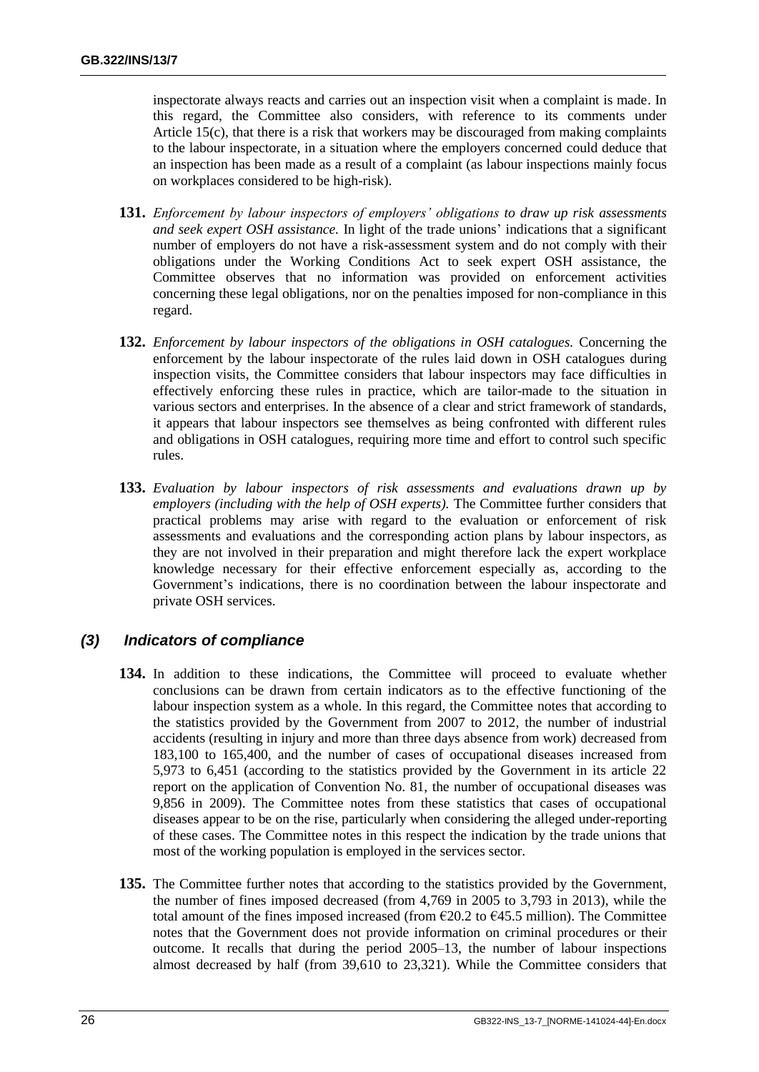inspectorate always reacts and carries out an inspection visit when a complaint is made. In this regard, the Committee also considers, with reference to its comments under Article 15(c), that there is a risk that workers may be discouraged from making complaints to the labour inspectorate, in a situation where the employers concerned could deduce that an inspection has been made as a result of a complaint (as labour inspections mainly focus on workplaces considered to be high-risk).

**131.** *Enforcement by labour inspectors of employers' obligations to draw up risk assessments and seek expert OSH assistance.* In light of the trade unions' indications that a significant number of employers do not have a risk-assessment system and do not comply with their obligations under the Working Conditions Act to seek expert OSH assistance, the Committee observes that no information was provided on enforcement activities concerning these legal obligations, nor on the penalties imposed for non-compliance in this regard.

**132.** *Enforcement by labour inspectors of the obligations in OSH catalogues.* Concerning the enforcement by the labour inspectorate of the rules laid down in OSH catalogues during inspection visits, the Committee considers that labour inspectors may face difficulties in effectively enforcing these rules in practice, which are tailor-made to the situation in various sectors and enterprises. In the absence of a clear and strict framework of standards, it appears that labour inspectors see themselves as being confronted with different rules and obligations in OSH catalogues, requiring more time and effort to control such specific rules.

**133.** *Evaluation by labour inspectors of risk assessments and evaluations drawn up by employers (including with the help of OSH experts).* The Committee further considers that practical problems may arise with regard to the evaluation or enforcement of risk assessments and evaluations and the corresponding action plans by labour inspectors, as they are not involved in their preparation and might therefore lack the expert workplace knowledge necessary for their effective enforcement especially as, according to the Government's indications, there is no coordination between the labour inspectorate and private OSH services.

### *(3) Indicators of compliance*

**134.** In addition to these indications, the Committee will proceed to evaluate whether conclusions can be drawn from certain indicators as to the effective functioning of the labour inspection system as a whole. In this regard, the Committee notes that according to the statistics provided by the Government from 2007 to 2012, the number of industrial accidents (resulting in injury and more than three days absence from work) decreased from 183,100 to 165,400, and the number of cases of occupational diseases increased from 5,973 to 6,451 (according to the statistics provided by the Government in its article 22 report on the application of Convention No. 81, the number of occupational diseases was 9,856 in 2009). The Committee notes from these statistics that cases of occupational diseases appear to be on the rise, particularly when considering the alleged under-reporting of these cases. The Committee notes in this respect the indication by the trade unions that most of the working population is employed in the services sector.

**135.** The Committee further notes that according to the statistics provided by the Government, the number of fines imposed decreased (from 4,769 in 2005 to 3,793 in 2013), while the total amount of the fines imposed increased (from €20.2 to €45.5 million). The Committee notes that the Government does not provide information on criminal procedures or their outcome. It recalls that during the period 2005–13, the number of labour inspections almost decreased by half (from 39,610 to 23,321). While the Committee considers that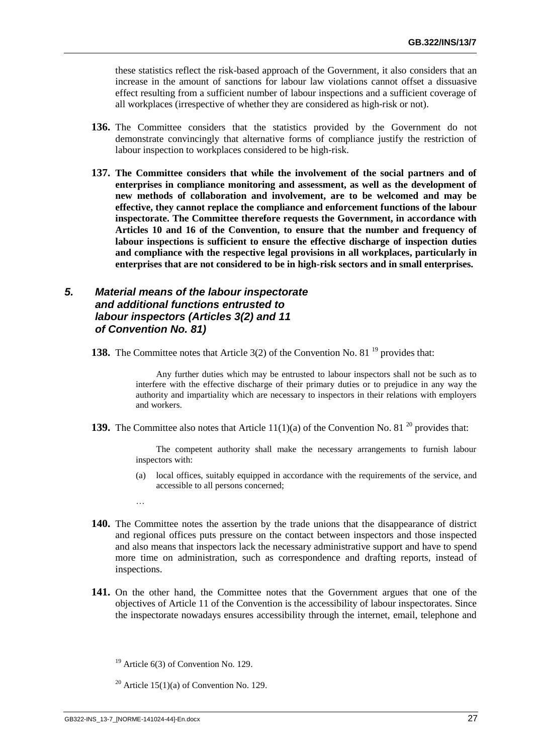these statistics reflect the risk-based approach of the Government, it also considers that an increase in the amount of sanctions for labour law violations cannot offset a dissuasive effect resulting from a sufficient number of labour inspections and a sufficient coverage of all workplaces (irrespective of whether they are considered as high-risk or not).

**136.** The Committee considers that the statistics provided by the Government do not demonstrate convincingly that alternative forms of compliance justify the restriction of labour inspection to workplaces considered to be high-risk.

**137. The Committee considers that while the involvement of the social partners and of enterprises in compliance monitoring and assessment, as well as the development of new methods of collaboration and involvement, are to be welcomed and may be effective, they cannot replace the compliance and enforcement functions of the labour inspectorate. The Committee therefore requests the Government, in accordance with Articles 10 and 16 of the Convention, to ensure that the number and frequency of labour inspections is sufficient to ensure the effective discharge of inspection duties and compliance with the respective legal provisions in all workplaces, particularly in enterprises that are not considered to be in high-risk sectors and in small enterprises.**

## *5. Material means of the labour inspectorate and additional functions entrusted to labour inspectors (Articles 3(2) and 11 of Convention No. 81)*

**138.** The Committee notes that Article 3(2) of the Convention No. 81 [19] provides that:

> Any further duties which may be entrusted to labour inspectors shall not be such as to interfere with the effective discharge of their primary duties or to prejudice in any way the authority and impartiality which are necessary to inspectors in their relations with employers and workers.

**139.** The Committee also notes that Article 11(1)(a) of the Convention No. 81 [20] provides that:

> The competent authority shall make the necessary arrangements to furnish labour inspectors with:
>
> (a) local offices, suitably equipped in accordance with the requirements of the service, and accessible to all persons concerned;
>
> …

**140.** The Committee notes the assertion by the trade unions that the disappearance of district and regional offices puts pressure on the contact between inspectors and those inspected and also means that inspectors lack the necessary administrative support and have to spend more time on administration, such as correspondence and drafting reports, instead of inspections.

**141.** On the other hand, the Committee notes that the Government argues that one of the objectives of Article 11 of the Convention is the accessibility of labour inspectorates. Since the inspectorate nowadays ensures accessibility through the internet, email, telephone and

[19] Article 6(3) of Convention No. 129.

[20] Article 15(1)(a) of Convention No. 129.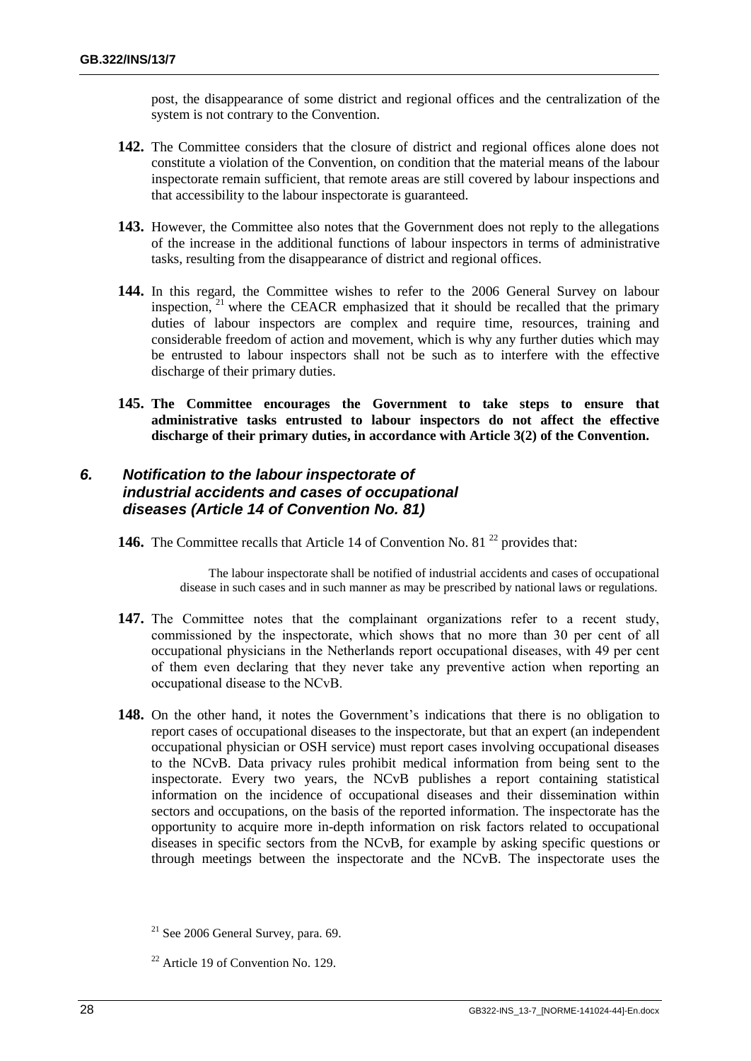post, the disappearance of some district and regional offices and the centralization of the system is not contrary to the Convention.

**142.** The Committee considers that the closure of district and regional offices alone does not constitute a violation of the Convention, on condition that the material means of the labour inspectorate remain sufficient, that remote areas are still covered by labour inspections and that accessibility to the labour inspectorate is guaranteed.

**143.** However, the Committee also notes that the Government does not reply to the allegations of the increase in the additional functions of labour inspectors in terms of administrative tasks, resulting from the disappearance of district and regional offices.

**144.** In this regard, the Committee wishes to refer to the 2006 General Survey on labour inspection, [21] where the CEACR emphasized that it should be recalled that the primary duties of labour inspectors are complex and require time, resources, training and considerable freedom of action and movement, which is why any further duties which may be entrusted to labour inspectors shall not be such as to interfere with the effective discharge of their primary duties.

**145. The Committee encourages the Government to take steps to ensure that administrative tasks entrusted to labour inspectors do not affect the effective discharge of their primary duties, in accordance with Article 3(2) of the Convention.**

### *6. Notification to the labour inspectorate of industrial accidents and cases of occupational diseases (Article 14 of Convention No. 81)*

**146.** The Committee recalls that Article 14 of Convention No. 81 [22] provides that:

> The labour inspectorate shall be notified of industrial accidents and cases of occupational disease in such cases and in such manner as may be prescribed by national laws or regulations.

**147.** The Committee notes that the complainant organizations refer to a recent study, commissioned by the inspectorate, which shows that no more than 30 per cent of all occupational physicians in the Netherlands report occupational diseases, with 49 per cent of them even declaring that they never take any preventive action when reporting an occupational disease to the NCvB.

**148.** On the other hand, it notes the Government's indications that there is no obligation to report cases of occupational diseases to the inspectorate, but that an expert (an independent occupational physician or OSH service) must report cases involving occupational diseases to the NCvB. Data privacy rules prohibit medical information from being sent to the inspectorate. Every two years, the NCvB publishes a report containing statistical information on the incidence of occupational diseases and their dissemination within sectors and occupations, on the basis of the reported information. The inspectorate has the opportunity to acquire more in-depth information on risk factors related to occupational diseases in specific sectors from the NCvB, for example by asking specific questions or through meetings between the inspectorate and the NCvB. The inspectorate uses the

---

[21] See 2006 General Survey, para. 69.

[22] Article 19 of Convention No. 129.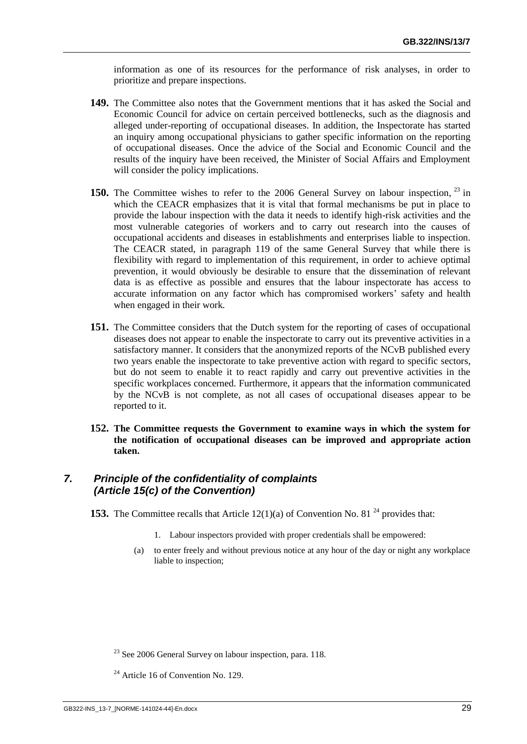information as one of its resources for the performance of risk analyses, in order to prioritize and prepare inspections.

**149.** The Committee also notes that the Government mentions that it has asked the Social and Economic Council for advice on certain perceived bottlenecks, such as the diagnosis and alleged under-reporting of occupational diseases. In addition, the Inspectorate has started an inquiry among occupational physicians to gather specific information on the reporting of occupational diseases. Once the advice of the Social and Economic Council and the results of the inquiry have been received, the Minister of Social Affairs and Employment will consider the policy implications.

**150.** The Committee wishes to refer to the 2006 General Survey on labour inspection, [23] in which the CEACR emphasizes that it is vital that formal mechanisms be put in place to provide the labour inspection with the data it needs to identify high-risk activities and the most vulnerable categories of workers and to carry out research into the causes of occupational accidents and diseases in establishments and enterprises liable to inspection. The CEACR stated, in paragraph 119 of the same General Survey that while there is flexibility with regard to implementation of this requirement, in order to achieve optimal prevention, it would obviously be desirable to ensure that the dissemination of relevant data is as effective as possible and ensures that the labour inspectorate has access to accurate information on any factor which has compromised workers' safety and health when engaged in their work.

**151.** The Committee considers that the Dutch system for the reporting of cases of occupational diseases does not appear to enable the inspectorate to carry out its preventive activities in a satisfactory manner. It considers that the anonymized reports of the NCvB published every two years enable the inspectorate to take preventive action with regard to specific sectors, but do not seem to enable it to react rapidly and carry out preventive activities in the specific workplaces concerned. Furthermore, it appears that the information communicated by the NCvB is not complete, as not all cases of occupational diseases appear to be reported to it.

**152. The Committee requests the Government to examine ways in which the system for the notification of occupational diseases can be improved and appropriate action taken.**

## *7. Principle of the confidentiality of complaints (Article 15(c) of the Convention)*

**153.** The Committee recalls that Article 12(1)(a) of Convention No. 81 [24] provides that:

> 1. Labour inspectors provided with proper credentials shall be empowered:
>
> (a) to enter freely and without previous notice at any hour of the day or night any workplace liable to inspection;

[23] See 2006 General Survey on labour inspection, para. 118.

[24] Article 16 of Convention No. 129.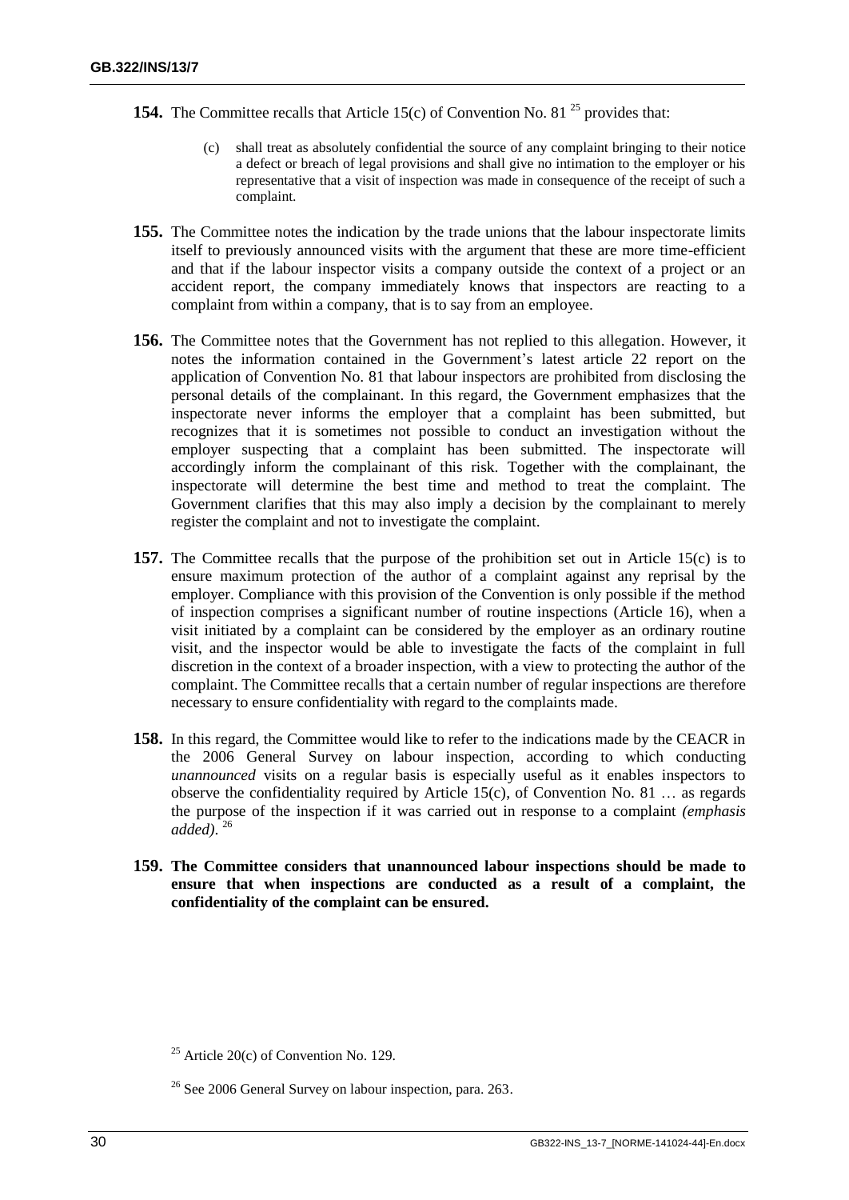**154.** The Committee recalls that Article 15(c) of Convention No. 81 [25] provides that:

> (c) shall treat as absolutely confidential the source of any complaint bringing to their notice a defect or breach of legal provisions and shall give no intimation to the employer or his representative that a visit of inspection was made in consequence of the receipt of such a complaint.

**155.** The Committee notes the indication by the trade unions that the labour inspectorate limits itself to previously announced visits with the argument that these are more time-efficient and that if the labour inspector visits a company outside the context of a project or an accident report, the company immediately knows that inspectors are reacting to a complaint from within a company, that is to say from an employee.

**156.** The Committee notes that the Government has not replied to this allegation. However, it notes the information contained in the Government's latest article 22 report on the application of Convention No. 81 that labour inspectors are prohibited from disclosing the personal details of the complainant. In this regard, the Government emphasizes that the inspectorate never informs the employer that a complaint has been submitted, but recognizes that it is sometimes not possible to conduct an investigation without the employer suspecting that a complaint has been submitted. The inspectorate will accordingly inform the complainant of this risk. Together with the complainant, the inspectorate will determine the best time and method to treat the complaint. The Government clarifies that this may also imply a decision by the complainant to merely register the complaint and not to investigate the complaint.

**157.** The Committee recalls that the purpose of the prohibition set out in Article 15(c) is to ensure maximum protection of the author of a complaint against any reprisal by the employer. Compliance with this provision of the Convention is only possible if the method of inspection comprises a significant number of routine inspections (Article 16), when a visit initiated by a complaint can be considered by the employer as an ordinary routine visit, and the inspector would be able to investigate the facts of the complaint in full discretion in the context of a broader inspection, with a view to protecting the author of the complaint. The Committee recalls that a certain number of regular inspections are therefore necessary to ensure confidentiality with regard to the complaints made.

**158.** In this regard, the Committee would like to refer to the indications made by the CEACR in the 2006 General Survey on labour inspection, according to which conducting *unannounced* visits on a regular basis is especially useful as it enables inspectors to observe the confidentiality required by Article 15(c), of Convention No. 81 … as regards the purpose of the inspection if it was carried out in response to a complaint *(emphasis added)*. [26]

**159. The Committee considers that unannounced labour inspections should be made to ensure that when inspections are conducted as a result of a complaint, the confidentiality of the complaint can be ensured.**

---

[25] Article 20(c) of Convention No. 129.

[26] See 2006 General Survey on labour inspection, para. 263.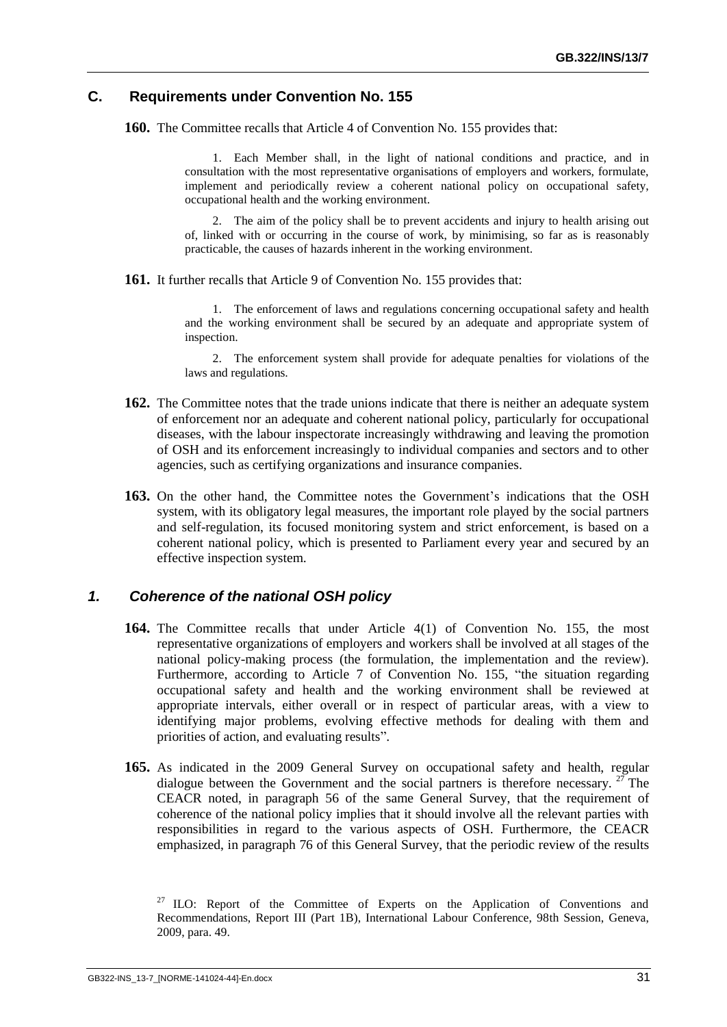## C. Requirements under Convention No. 155

**160.** The Committee recalls that Article 4 of Convention No. 155 provides that:

> 1. Each Member shall, in the light of national conditions and practice, and in consultation with the most representative organisations of employers and workers, formulate, implement and periodically review a coherent national policy on occupational safety, occupational health and the working environment.
>
> 2. The aim of the policy shall be to prevent accidents and injury to health arising out of, linked with or occurring in the course of work, by minimising, so far as is reasonably practicable, the causes of hazards inherent in the working environment.

**161.** It further recalls that Article 9 of Convention No. 155 provides that:

> 1. The enforcement of laws and regulations concerning occupational safety and health and the working environment shall be secured by an adequate and appropriate system of inspection.
>
> 2. The enforcement system shall provide for adequate penalties for violations of the laws and regulations.

**162.** The Committee notes that the trade unions indicate that there is neither an adequate system of enforcement nor an adequate and coherent national policy, particularly for occupational diseases, with the labour inspectorate increasingly withdrawing and leaving the promotion of OSH and its enforcement increasingly to individual companies and sectors and to other agencies, such as certifying organizations and insurance companies.

**163.** On the other hand, the Committee notes the Government's indications that the OSH system, with its obligatory legal measures, the important role played by the social partners and self-regulation, its focused monitoring system and strict enforcement, is based on a coherent national policy, which is presented to Parliament every year and secured by an effective inspection system.

### *1. Coherence of the national OSH policy*

**164.** The Committee recalls that under Article 4(1) of Convention No. 155, the most representative organizations of employers and workers shall be involved at all stages of the national policy-making process (the formulation, the implementation and the review). Furthermore, according to Article 7 of Convention No. 155, "the situation regarding occupational safety and health and the working environment shall be reviewed at appropriate intervals, either overall or in respect of particular areas, with a view to identifying major problems, evolving effective methods for dealing with them and priorities of action, and evaluating results".

**165.** As indicated in the 2009 General Survey on occupational safety and health, regular dialogue between the Government and the social partners is therefore necessary. [27] The CEACR noted, in paragraph 56 of the same General Survey, that the requirement of coherence of the national policy implies that it should involve all the relevant parties with responsibilities in regard to the various aspects of OSH. Furthermore, the CEACR emphasized, in paragraph 76 of this General Survey, that the periodic review of the results

---

[27] ILO: Report of the Committee of Experts on the Application of Conventions and Recommendations, Report III (Part 1B), International Labour Conference, 98th Session, Geneva, 2009, para. 49.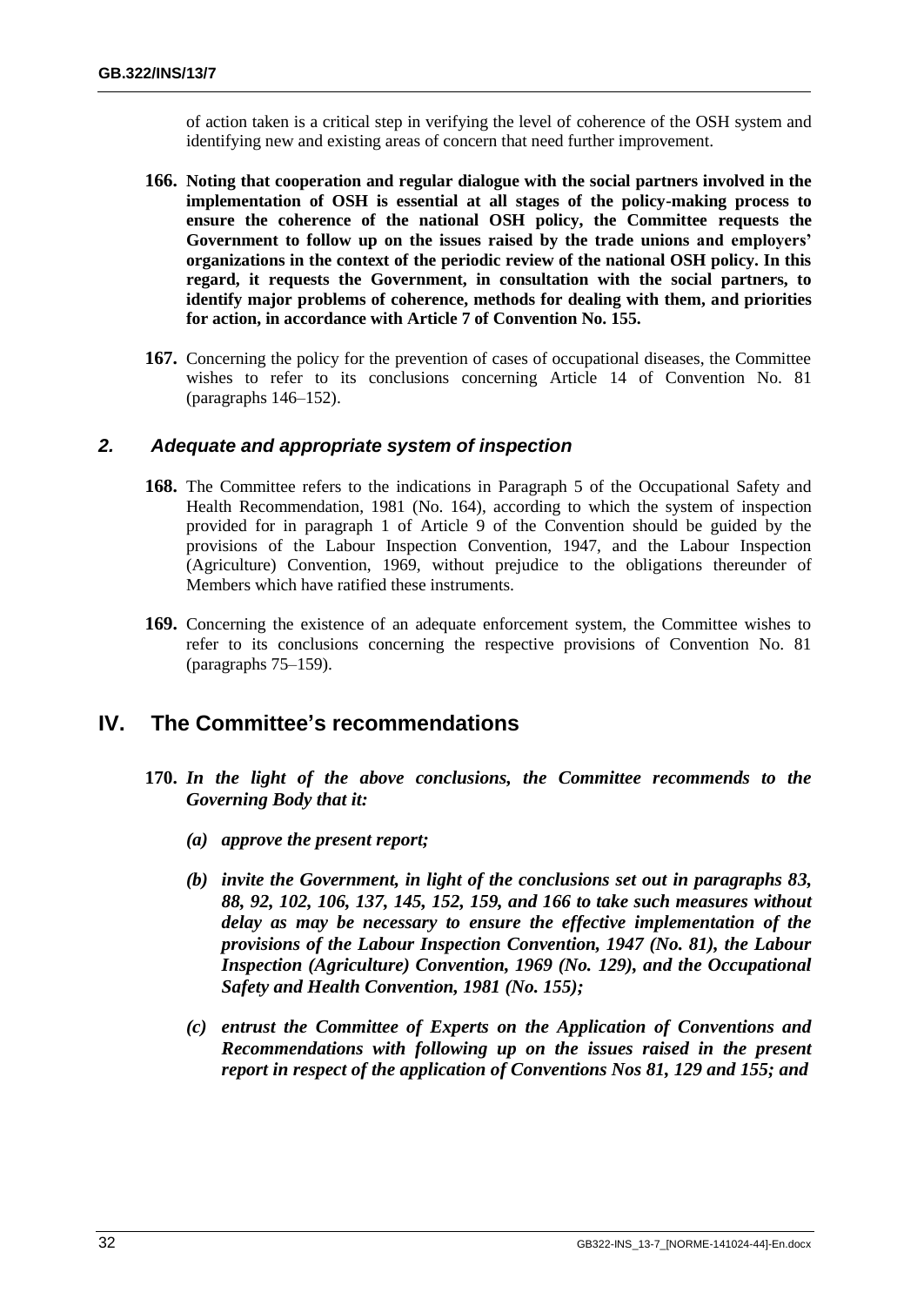of action taken is a critical step in verifying the level of coherence of the OSH system and identifying new and existing areas of concern that need further improvement.

**166. Noting that cooperation and regular dialogue with the social partners involved in the implementation of OSH is essential at all stages of the policy-making process to ensure the coherence of the national OSH policy, the Committee requests the Government to follow up on the issues raised by the trade unions and employers' organizations in the context of the periodic review of the national OSH policy. In this regard, it requests the Government, in consultation with the social partners, to identify major problems of coherence, methods for dealing with them, and priorities for action, in accordance with Article 7 of Convention No. 155.**

**167.** Concerning the policy for the prevention of cases of occupational diseases, the Committee wishes to refer to its conclusions concerning Article 14 of Convention No. 81 (paragraphs 146–152).

### *2. Adequate and appropriate system of inspection*

**168.** The Committee refers to the indications in Paragraph 5 of the Occupational Safety and Health Recommendation, 1981 (No. 164), according to which the system of inspection provided for in paragraph 1 of Article 9 of the Convention should be guided by the provisions of the Labour Inspection Convention, 1947, and the Labour Inspection (Agriculture) Convention, 1969, without prejudice to the obligations thereunder of Members which have ratified these instruments.

**169.** Concerning the existence of an adequate enforcement system, the Committee wishes to refer to its conclusions concerning the respective provisions of Convention No. 81 (paragraphs 75–159).

## IV. The Committee's recommendations

**170.** ***In the light of the above conclusions, the Committee recommends to the Governing Body that it:***

***(a) approve the present report;***

***(b) invite the Government, in light of the conclusions set out in paragraphs 83, 88, 92, 102, 106, 137, 145, 152, 159, and 166 to take such measures without delay as may be necessary to ensure the effective implementation of the provisions of the Labour Inspection Convention, 1947 (No. 81), the Labour Inspection (Agriculture) Convention, 1969 (No. 129), and the Occupational Safety and Health Convention, 1981 (No. 155);***

***(c) entrust the Committee of Experts on the Application of Conventions and Recommendations with following up on the issues raised in the present report in respect of the application of Conventions Nos 81, 129 and 155; and***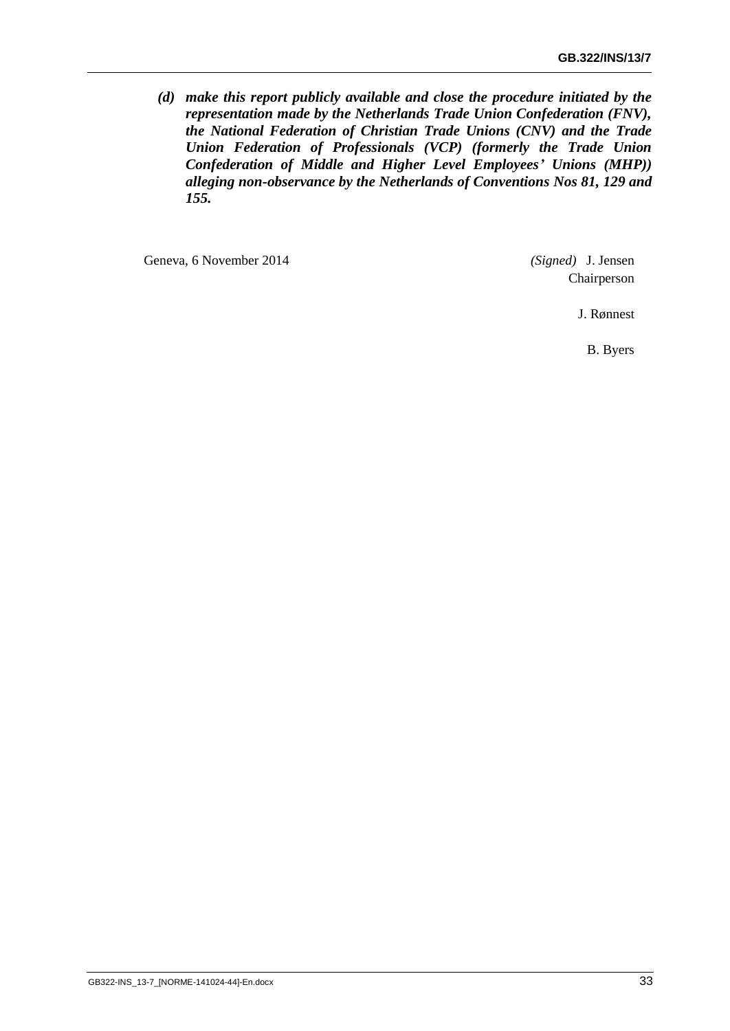*(d) make this report publicly available and close the procedure initiated by the representation made by the Netherlands Trade Union Confederation (FNV), the National Federation of Christian Trade Unions (CNV) and the Trade Union Federation of Professionals (VCP) (formerly the Trade Union Confederation of Middle and Higher Level Employees' Unions (MHP)) alleging non-observance by the Netherlands of Conventions Nos 81, 129 and 155.*

Geneva, 6 November 2014

*(Signed)* J. Jensen
Chairperson

J. Rønnest

B. Byers